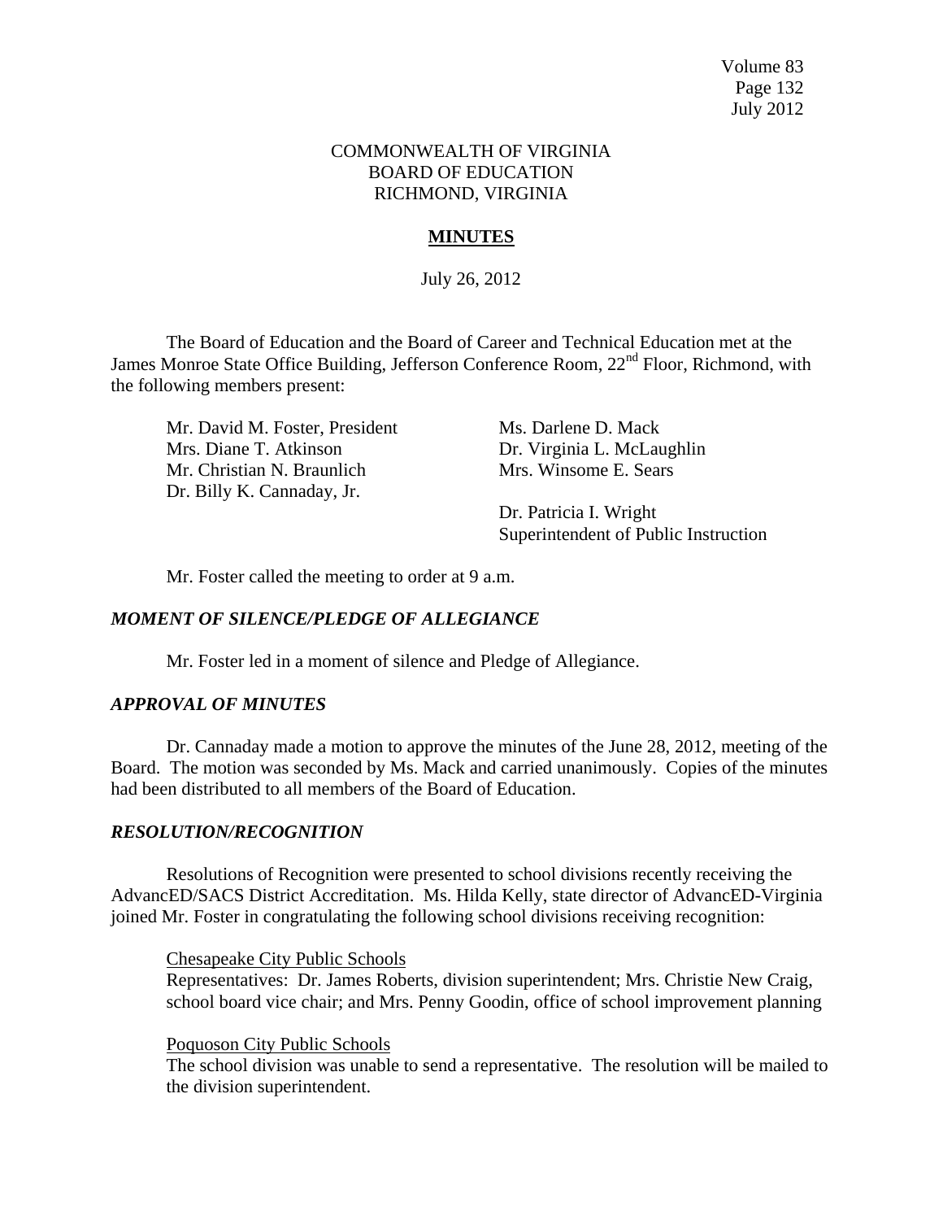COMMONWEALTH OF VIRGINIA
BOARD OF EDUCATION
RICHMOND, VIRGINIA

**MINUTES**

July 26, 2012

The Board of Education and the Board of Career and Technical Education met at the James Monroe State Office Building, Jefferson Conference Room, 22nd Floor, Richmond, with the following members present:

Mr. David M. Foster, President
Mrs. Diane T. Atkinson
Mr. Christian N. Braunlich
Dr. Billy K. Cannaday, Jr.
Ms. Darlene D. Mack
Dr. Virginia L. McLaughlin
Mrs. Winsome E. Sears

Dr. Patricia I. Wright
Superintendent of Public Instruction

Mr. Foster called the meeting to order at 9 a.m.

***MOMENT OF SILENCE/PLEDGE OF ALLEGIANCE***

Mr. Foster led in a moment of silence and Pledge of Allegiance.

***APPROVAL OF MINUTES***

Dr. Cannaday made a motion to approve the minutes of the June 28, 2012, meeting of the Board. The motion was seconded by Ms. Mack and carried unanimously. Copies of the minutes had been distributed to all members of the Board of Education.

***RESOLUTION/RECOGNITION***

Resolutions of Recognition were presented to school divisions recently receiving the AdvancED/SACS District Accreditation. Ms. Hilda Kelly, state director of AdvancED-Virginia joined Mr. Foster in congratulating the following school divisions receiving recognition:

Chesapeake City Public Schools
Representatives: Dr. James Roberts, division superintendent; Mrs. Christie New Craig, school board vice chair; and Mrs. Penny Goodin, office of school improvement planning

Poquoson City Public Schools
The school division was unable to send a representative. The resolution will be mailed to the division superintendent.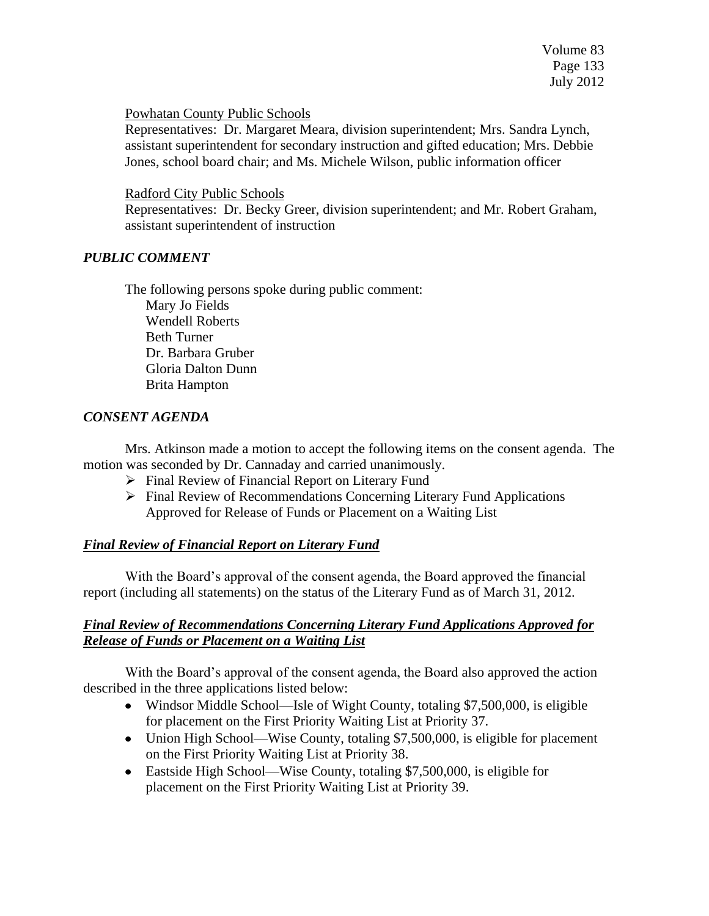Powhatan County Public Schools

Representatives: Dr. Margaret Meara, division superintendent; Mrs. Sandra Lynch, assistant superintendent for secondary instruction and gifted education; Mrs. Debbie Jones, school board chair; and Ms. Michele Wilson, public information officer

Radford City Public Schools

Representatives: Dr. Becky Greer, division superintendent; and Mr. Robert Graham, assistant superintendent of instruction

## *PUBLIC COMMENT*

The following persons spoke during public comment:

Mary Jo Fields  
Wendell Roberts  
Beth Turner  
Dr. Barbara Gruber  
Gloria Dalton Dunn  
Brita Hampton

## *CONSENT AGENDA*

Mrs. Atkinson made a motion to accept the following items on the consent agenda. The motion was seconded by Dr. Cannaday and carried unanimously.

- Final Review of Financial Report on Literary Fund
- Final Review of Recommendations Concerning Literary Fund Applications Approved for Release of Funds or Placement on a Waiting List

## ***Final Review of Financial Report on Literary Fund***

With the Board's approval of the consent agenda, the Board approved the financial report (including all statements) on the status of the Literary Fund as of March 31, 2012.

## ***Final Review of Recommendations Concerning Literary Fund Applications Approved for Release of Funds or Placement on a Waiting List***

With the Board's approval of the consent agenda, the Board also approved the action described in the three applications listed below:

- Windsor Middle School—Isle of Wight County, totaling $7,500,000, is eligible for placement on the First Priority Waiting List at Priority 37.
- Union High School—Wise County, totaling $7,500,000, is eligible for placement on the First Priority Waiting List at Priority 38.
- Eastside High School—Wise County, totaling $7,500,000, is eligible for placement on the First Priority Waiting List at Priority 39.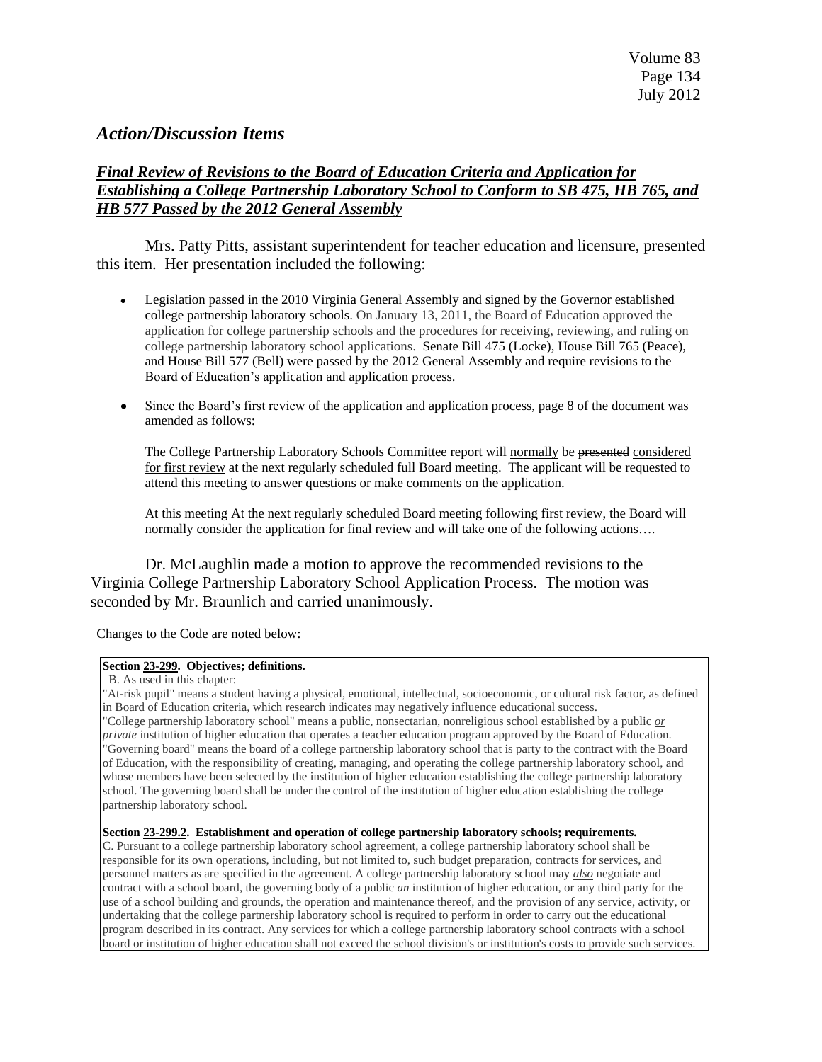## *Action/Discussion Items*

### ***Final Review of Revisions to the Board of Education Criteria and Application for Establishing a College Partnership Laboratory School to Conform to SB 475, HB 765, and HB 577 Passed by the 2012 General Assembly***

Mrs. Patty Pitts, assistant superintendent for teacher education and licensure, presented this item. Her presentation included the following:

- Legislation passed in the 2010 Virginia General Assembly and signed by the Governor established college partnership laboratory schools. On January 13, 2011, the Board of Education approved the application for college partnership schools and the procedures for receiving, reviewing, and ruling on college partnership laboratory school applications. Senate Bill 475 (Locke), House Bill 765 (Peace), and House Bill 577 (Bell) were passed by the 2012 General Assembly and require revisions to the Board of Education's application and application process.

- Since the Board's first review of the application and application process, page 8 of the document was amended as follows:

  The College Partnership Laboratory Schools Committee report will <u>normally</u> be ~~presented~~ <u>considered for first review</u> at the next regularly scheduled full Board meeting. The applicant will be requested to attend this meeting to answer questions or make comments on the application.

  ~~At this meeting~~ <u>At the next regularly scheduled Board meeting following first review</u>, the Board <u>will normally consider the application for final review</u> and will take one of the following actions….

Dr. McLaughlin made a motion to approve the recommended revisions to the Virginia College Partnership Laboratory School Application Process. The motion was seconded by Mr. Braunlich and carried unanimously.

Changes to the Code are noted below:

**Section <u>23-299</u>. Objectives; definitions.**

B. As used in this chapter:

"At-risk pupil" means a student having a physical, emotional, intellectual, socioeconomic, or cultural risk factor, as defined in Board of Education criteria, which research indicates may negatively influence educational success.

"College partnership laboratory school" means a public, nonsectarian, nonreligious school established by a public <u>*or private*</u> institution of higher education that operates a teacher education program approved by the Board of Education.

"Governing board" means the board of a college partnership laboratory school that is party to the contract with the Board of Education, with the responsibility of creating, managing, and operating the college partnership laboratory school, and whose members have been selected by the institution of higher education establishing the college partnership laboratory school. The governing board shall be under the control of the institution of higher education establishing the college partnership laboratory school.

**Section <u>23-299.2</u>. Establishment and operation of college partnership laboratory schools; requirements.**

C. Pursuant to a college partnership laboratory school agreement, a college partnership laboratory school shall be responsible for its own operations, including, but not limited to, such budget preparation, contracts for services, and personnel matters as are specified in the agreement. A college partnership laboratory school may <u>*also*</u> negotiate and contract with a school board, the governing body of ~~a public~~ <u>*an*</u> institution of higher education, or any third party for the use of a school building and grounds, the operation and maintenance thereof, and the provision of any service, activity, or undertaking that the college partnership laboratory school is required to perform in order to carry out the educational program described in its contract. Any services for which a college partnership laboratory school contracts with a school board or institution of higher education shall not exceed the school division's or institution's costs to provide such services.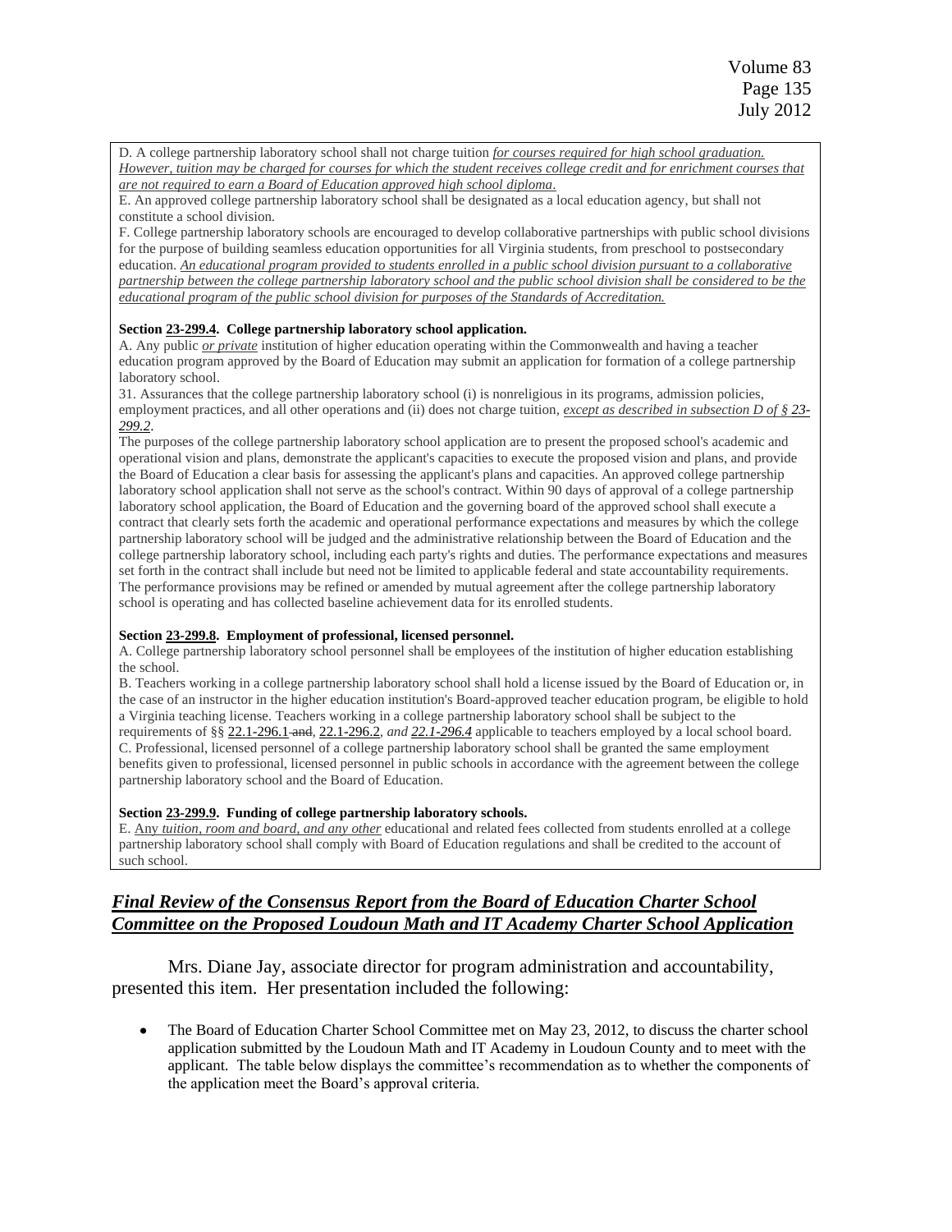D. A college partnership laboratory school shall not charge tuition *for courses required for high school graduation. However, tuition may be charged for courses for which the student receives college credit and for enrichment courses that are not required to earn a Board of Education approved high school diploma*.

E. An approved college partnership laboratory school shall be designated as a local education agency, but shall not constitute a school division.

F. College partnership laboratory schools are encouraged to develop collaborative partnerships with public school divisions for the purpose of building seamless education opportunities for all Virginia students, from preschool to postsecondary education. *An educational program provided to students enrolled in a public school division pursuant to a collaborative partnership between the college partnership laboratory school and the public school division shall be considered to be the educational program of the public school division for purposes of the Standards of Accreditation.*

**Section 23-299.4. College partnership laboratory school application.**

A. Any public *or private* institution of higher education operating within the Commonwealth and having a teacher education program approved by the Board of Education may submit an application for formation of a college partnership laboratory school.

31. Assurances that the college partnership laboratory school (i) is nonreligious in its programs, admission policies, employment practices, and all other operations and (ii) does not charge tuition, *except as described in subsection D of § 23-299.2*.

The purposes of the college partnership laboratory school application are to present the proposed school's academic and operational vision and plans, demonstrate the applicant's capacities to execute the proposed vision and plans, and provide the Board of Education a clear basis for assessing the applicant's plans and capacities. An approved college partnership laboratory school application shall not serve as the school's contract. Within 90 days of approval of a college partnership laboratory school application, the Board of Education and the governing board of the approved school shall execute a contract that clearly sets forth the academic and operational performance expectations and measures by which the college partnership laboratory school will be judged and the administrative relationship between the Board of Education and the college partnership laboratory school, including each party's rights and duties. The performance expectations and measures set forth in the contract shall include but need not be limited to applicable federal and state accountability requirements. The performance provisions may be refined or amended by mutual agreement after the college partnership laboratory school is operating and has collected baseline achievement data for its enrolled students.

**Section 23-299.8. Employment of professional, licensed personnel.**

A. College partnership laboratory school personnel shall be employees of the institution of higher education establishing the school.

B. Teachers working in a college partnership laboratory school shall hold a license issued by the Board of Education or, in the case of an instructor in the higher education institution's Board-approved teacher education program, be eligible to hold a Virginia teaching license. Teachers working in a college partnership laboratory school shall be subject to the requirements of §§ 22.1-296.1 ~~and~~, 22.1-296.2, *and 22.1-296.4* applicable to teachers employed by a local school board.

C. Professional, licensed personnel of a college partnership laboratory school shall be granted the same employment benefits given to professional, licensed personnel in public schools in accordance with the agreement between the college partnership laboratory school and the Board of Education.

**Section 23-299.9. Funding of college partnership laboratory schools.**

E. Any *tuition, room and board, and any other* educational and related fees collected from students enrolled at a college partnership laboratory school shall comply with Board of Education regulations and shall be credited to the account of such school.

## *Final Review of the Consensus Report from the Board of Education Charter School Committee on the Proposed Loudoun Math and IT Academy Charter School Application*

Mrs. Diane Jay, associate director for program administration and accountability, presented this item. Her presentation included the following:

- The Board of Education Charter School Committee met on May 23, 2012, to discuss the charter school application submitted by the Loudoun Math and IT Academy in Loudoun County and to meet with the applicant. The table below displays the committee's recommendation as to whether the components of the application meet the Board's approval criteria.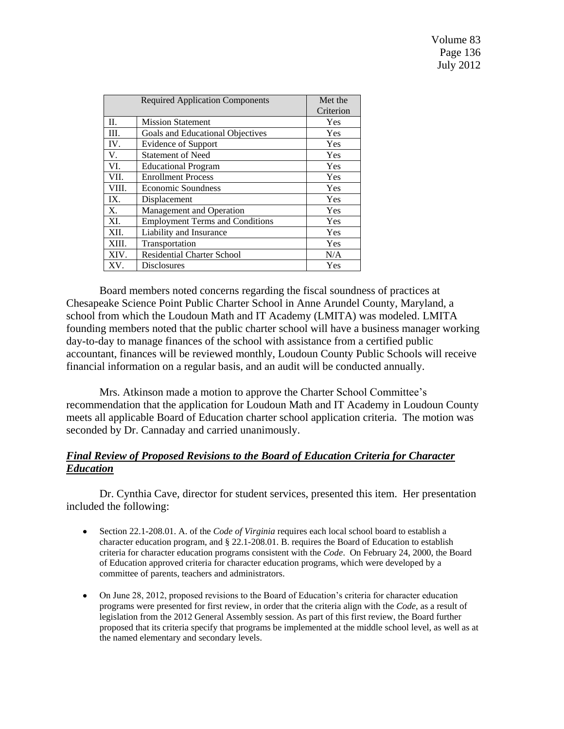| Required Application Components | | Met the Criterion |
|---|---|---|
| II. | Mission Statement | Yes |
| III. | Goals and Educational Objectives | Yes |
| IV. | Evidence of Support | Yes |
| V. | Statement of Need | Yes |
| VI. | Educational Program | Yes |
| VII. | Enrollment Process | Yes |
| VIII. | Economic Soundness | Yes |
| IX. | Displacement | Yes |
| X. | Management and Operation | Yes |
| XI. | Employment Terms and Conditions | Yes |
| XII. | Liability and Insurance | Yes |
| XIII. | Transportation | Yes |
| XIV. | Residential Charter School | N/A |
| XV. | Disclosures | Yes |

Board members noted concerns regarding the fiscal soundness of practices at Chesapeake Science Point Public Charter School in Anne Arundel County, Maryland, a school from which the Loudoun Math and IT Academy (LMITA) was modeled. LMITA founding members noted that the public charter school will have a business manager working day-to-day to manage finances of the school with assistance from a certified public accountant, finances will be reviewed monthly, Loudoun County Public Schools will receive financial information on a regular basis, and an audit will be conducted annually.

Mrs. Atkinson made a motion to approve the Charter School Committee's recommendation that the application for Loudoun Math and IT Academy in Loudoun County meets all applicable Board of Education charter school application criteria. The motion was seconded by Dr. Cannaday and carried unanimously.

***Final Review of Proposed Revisions to the Board of Education Criteria for Character Education***

Dr. Cynthia Cave, director for student services, presented this item. Her presentation included the following:

- Section 22.1-208.01. A. of the *Code of Virginia* requires each local school board to establish a character education program, and § 22.1-208.01. B. requires the Board of Education to establish criteria for character education programs consistent with the *Code*. On February 24, 2000, the Board of Education approved criteria for character education programs, which were developed by a committee of parents, teachers and administrators.

- On June 28, 2012, proposed revisions to the Board of Education's criteria for character education programs were presented for first review, in order that the criteria align with the *Code*, as a result of legislation from the 2012 General Assembly session. As part of this first review, the Board further proposed that its criteria specify that programs be implemented at the middle school level, as well as at the named elementary and secondary levels.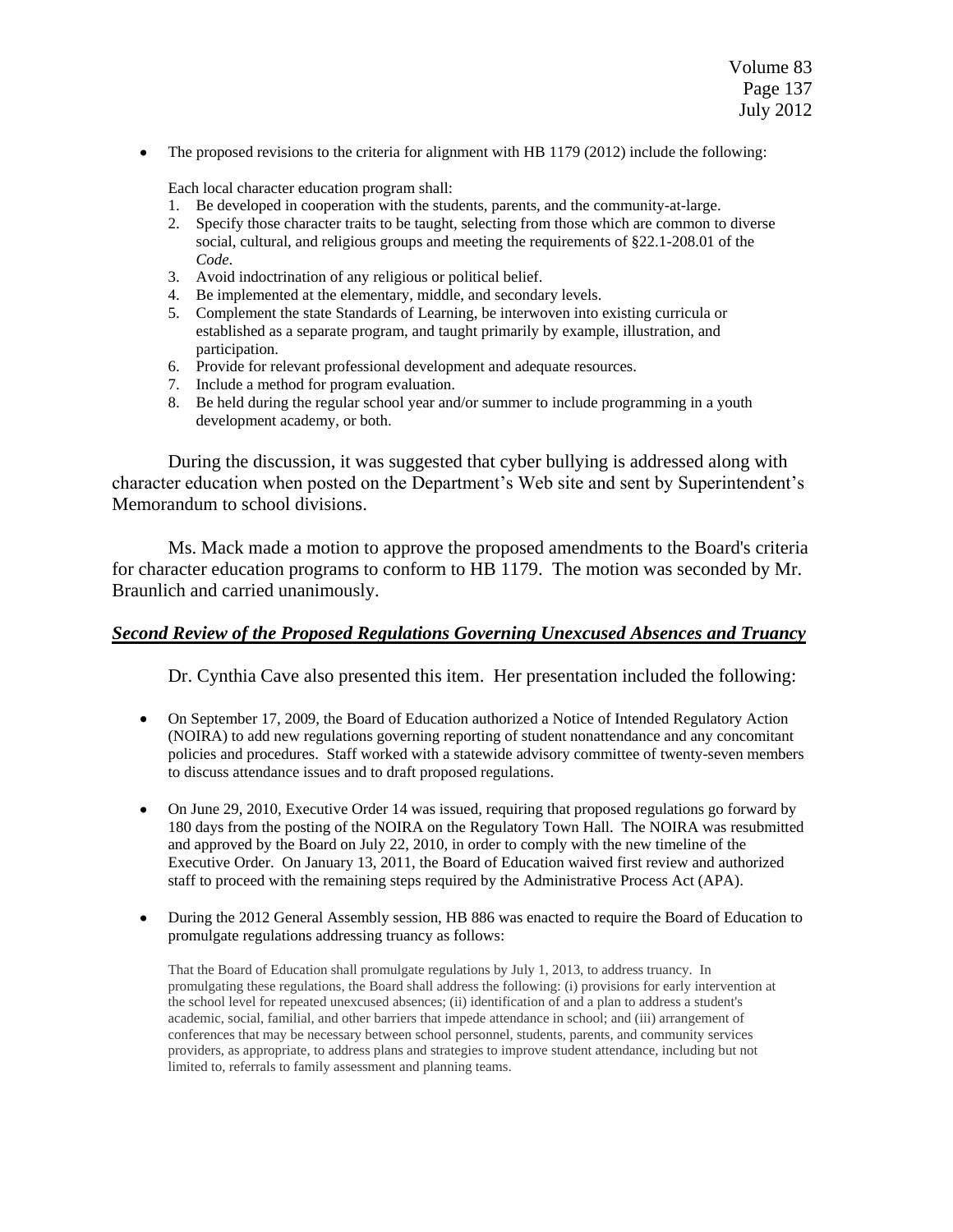- The proposed revisions to the criteria for alignment with HB 1179 (2012) include the following:

  Each local character education program shall:

  1. Be developed in cooperation with the students, parents, and the community-at-large.
  2. Specify those character traits to be taught, selecting from those which are common to diverse social, cultural, and religious groups and meeting the requirements of §22.1-208.01 of the *Code*.
  3. Avoid indoctrination of any religious or political belief.
  4. Be implemented at the elementary, middle, and secondary levels.
  5. Complement the state Standards of Learning, be interwoven into existing curricula or established as a separate program, and taught primarily by example, illustration, and participation.
  6. Provide for relevant professional development and adequate resources.
  7. Include a method for program evaluation.
  8. Be held during the regular school year and/or summer to include programming in a youth development academy, or both.

During the discussion, it was suggested that cyber bullying is addressed along with character education when posted on the Department's Web site and sent by Superintendent's Memorandum to school divisions.

Ms. Mack made a motion to approve the proposed amendments to the Board's criteria for character education programs to conform to HB 1179. The motion was seconded by Mr. Braunlich and carried unanimously.

## ***Second Review of the Proposed Regulations Governing Unexcused Absences and Truancy***

Dr. Cynthia Cave also presented this item. Her presentation included the following:

- On September 17, 2009, the Board of Education authorized a Notice of Intended Regulatory Action (NOIRA) to add new regulations governing reporting of student nonattendance and any concomitant policies and procedures. Staff worked with a statewide advisory committee of twenty-seven members to discuss attendance issues and to draft proposed regulations.

- On June 29, 2010, Executive Order 14 was issued, requiring that proposed regulations go forward by 180 days from the posting of the NOIRA on the Regulatory Town Hall. The NOIRA was resubmitted and approved by the Board on July 22, 2010, in order to comply with the new timeline of the Executive Order. On January 13, 2011, the Board of Education waived first review and authorized staff to proceed with the remaining steps required by the Administrative Process Act (APA).

- During the 2012 General Assembly session, HB 886 was enacted to require the Board of Education to promulgate regulations addressing truancy as follows:

  That the Board of Education shall promulgate regulations by July 1, 2013, to address truancy. In promulgating these regulations, the Board shall address the following: (i) provisions for early intervention at the school level for repeated unexcused absences; (ii) identification of and a plan to address a student's academic, social, familial, and other barriers that impede attendance in school; and (iii) arrangement of conferences that may be necessary between school personnel, students, parents, and community services providers, as appropriate, to address plans and strategies to improve student attendance, including but not limited to, referrals to family assessment and planning teams.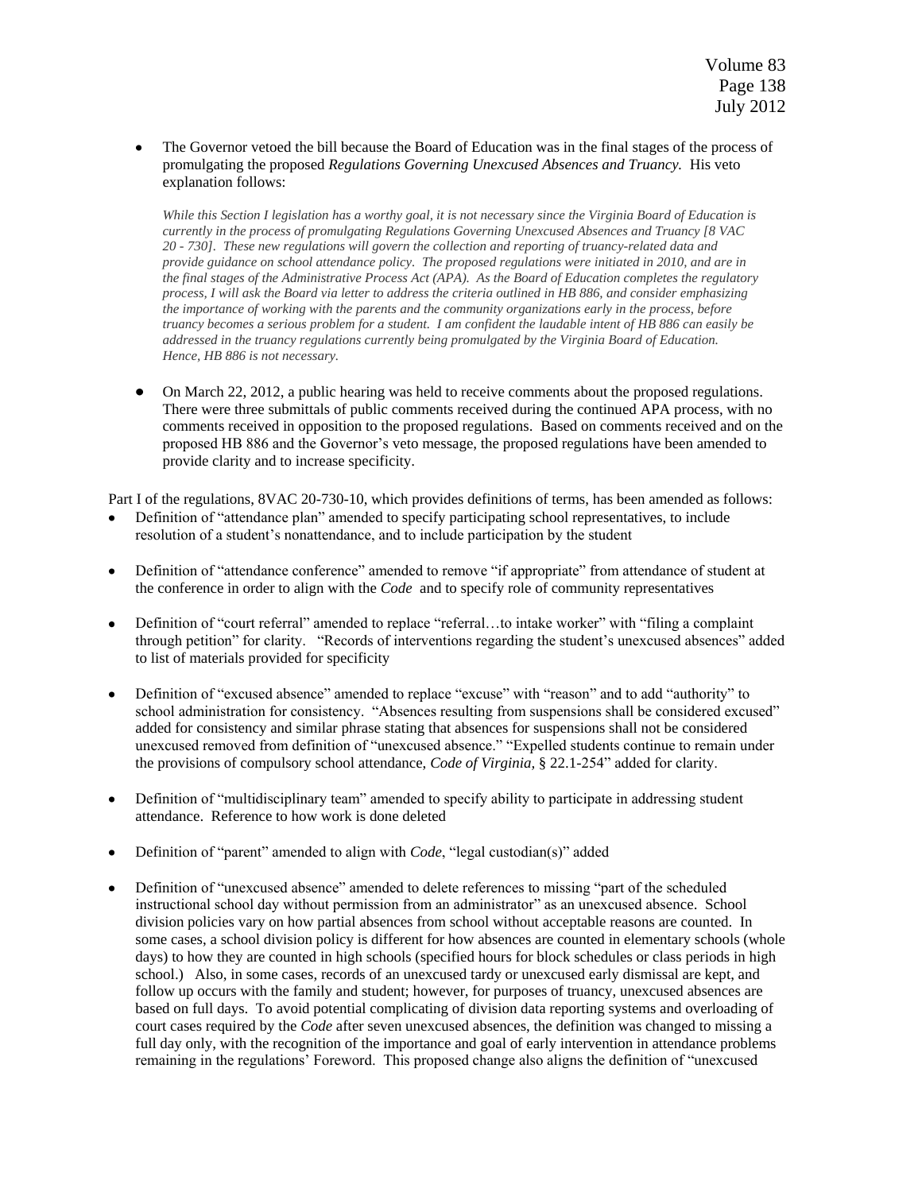- The Governor vetoed the bill because the Board of Education was in the final stages of the process of promulgating the proposed *Regulations Governing Unexcused Absences and Truancy.* His veto explanation follows:

  *While this Section I legislation has a worthy goal, it is not necessary since the Virginia Board of Education is currently in the process of promulgating Regulations Governing Unexcused Absences and Truancy [8 VAC 20 - 730]. These new regulations will govern the collection and reporting of truancy-related data and provide guidance on school attendance policy. The proposed regulations were initiated in 2010, and are in the final stages of the Administrative Process Act (APA). As the Board of Education completes the regulatory process, I will ask the Board via letter to address the criteria outlined in HB 886, and consider emphasizing the importance of working with the parents and the community organizations early in the process, before truancy becomes a serious problem for a student. I am confident the laudable intent of HB 886 can easily be addressed in the truancy regulations currently being promulgated by the Virginia Board of Education. Hence, HB 886 is not necessary.*

- On March 22, 2012, a public hearing was held to receive comments about the proposed regulations. There were three submittals of public comments received during the continued APA process, with no comments received in opposition to the proposed regulations. Based on comments received and on the proposed HB 886 and the Governor's veto message, the proposed regulations have been amended to provide clarity and to increase specificity.

Part I of the regulations, 8VAC 20-730-10, which provides definitions of terms, has been amended as follows:

- Definition of "attendance plan" amended to specify participating school representatives, to include resolution of a student's nonattendance, and to include participation by the student
- Definition of "attendance conference" amended to remove "if appropriate" from attendance of student at the conference in order to align with the *Code* and to specify role of community representatives
- Definition of "court referral" amended to replace "referral…to intake worker" with "filing a complaint through petition" for clarity. "Records of interventions regarding the student's unexcused absences" added to list of materials provided for specificity
- Definition of "excused absence" amended to replace "excuse" with "reason" and to add "authority" to school administration for consistency. "Absences resulting from suspensions shall be considered excused" added for consistency and similar phrase stating that absences for suspensions shall not be considered unexcused removed from definition of "unexcused absence." "Expelled students continue to remain under the provisions of compulsory school attendance, *Code of Virginia,* § 22.1-254" added for clarity.
- Definition of "multidisciplinary team" amended to specify ability to participate in addressing student attendance. Reference to how work is done deleted
- Definition of "parent" amended to align with *Code*, "legal custodian(s)" added
- Definition of "unexcused absence" amended to delete references to missing "part of the scheduled instructional school day without permission from an administrator" as an unexcused absence. School division policies vary on how partial absences from school without acceptable reasons are counted. In some cases, a school division policy is different for how absences are counted in elementary schools (whole days) to how they are counted in high schools (specified hours for block schedules or class periods in high school.) Also, in some cases, records of an unexcused tardy or unexcused early dismissal are kept, and follow up occurs with the family and student; however, for purposes of truancy, unexcused absences are based on full days. To avoid potential complicating of division data reporting systems and overloading of court cases required by the *Code* after seven unexcused absences, the definition was changed to missing a full day only, with the recognition of the importance and goal of early intervention in attendance problems remaining in the regulations' Foreword. This proposed change also aligns the definition of "unexcused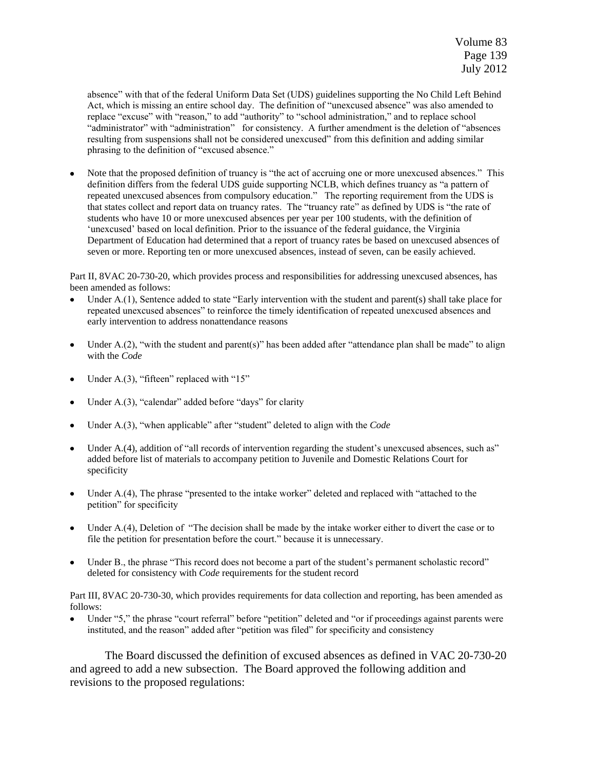absence" with that of the federal Uniform Data Set (UDS) guidelines supporting the No Child Left Behind Act, which is missing an entire school day. The definition of "unexcused absence" was also amended to replace "excuse" with "reason," to add "authority" to "school administration," and to replace school "administrator" with "administration" for consistency. A further amendment is the deletion of "absences resulting from suspensions shall not be considered unexcused" from this definition and adding similar phrasing to the definition of "excused absence."

- Note that the proposed definition of truancy is "the act of accruing one or more unexcused absences." This definition differs from the federal UDS guide supporting NCLB, which defines truancy as "a pattern of repeated unexcused absences from compulsory education." The reporting requirement from the UDS is that states collect and report data on truancy rates. The "truancy rate" as defined by UDS is "the rate of students who have 10 or more unexcused absences per year per 100 students, with the definition of 'unexcused' based on local definition. Prior to the issuance of the federal guidance, the Virginia Department of Education had determined that a report of truancy rates be based on unexcused absences of seven or more. Reporting ten or more unexcused absences, instead of seven, can be easily achieved.

Part II, 8VAC 20-730-20, which provides process and responsibilities for addressing unexcused absences, has been amended as follows:

- Under A.(1), Sentence added to state "Early intervention with the student and parent(s) shall take place for repeated unexcused absences" to reinforce the timely identification of repeated unexcused absences and early intervention to address nonattendance reasons
- Under A.(2), "with the student and parent(s)" has been added after "attendance plan shall be made" to align with the *Code*
- Under A.(3), "fifteen" replaced with "15"
- Under A.(3), "calendar" added before "days" for clarity
- Under A.(3), "when applicable" after "student" deleted to align with the *Code*
- Under A.(4), addition of "all records of intervention regarding the student's unexcused absences, such as" added before list of materials to accompany petition to Juvenile and Domestic Relations Court for specificity
- Under A.(4), The phrase "presented to the intake worker" deleted and replaced with "attached to the petition" for specificity
- Under A.(4), Deletion of "The decision shall be made by the intake worker either to divert the case or to file the petition for presentation before the court." because it is unnecessary.
- Under B., the phrase "This record does not become a part of the student's permanent scholastic record" deleted for consistency with *Code* requirements for the student record

Part III, 8VAC 20-730-30, which provides requirements for data collection and reporting, has been amended as follows:

- Under "5," the phrase "court referral" before "petition" deleted and "or if proceedings against parents were instituted, and the reason" added after "petition was filed" for specificity and consistency

The Board discussed the definition of excused absences as defined in VAC 20-730-20 and agreed to add a new subsection. The Board approved the following addition and revisions to the proposed regulations: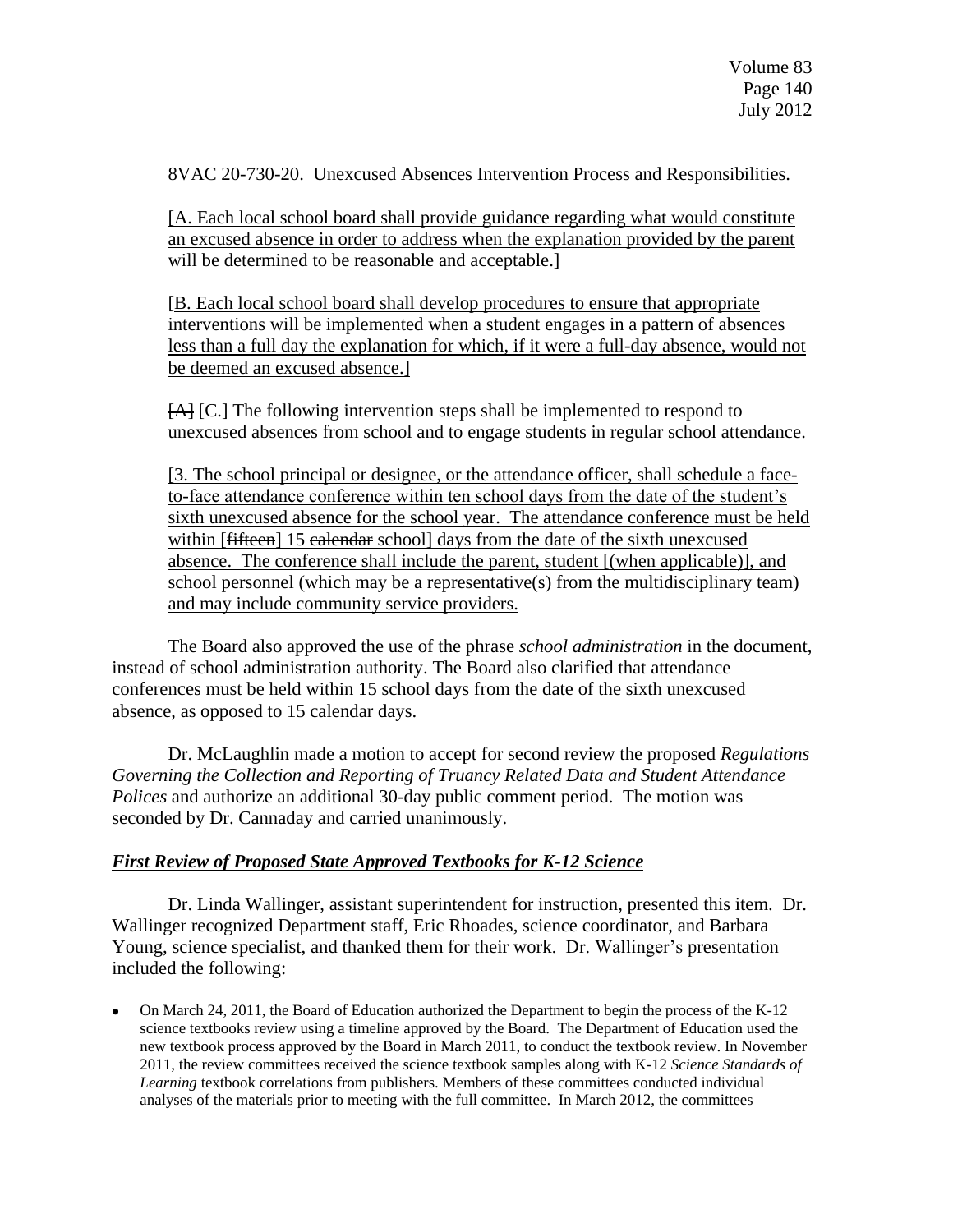8VAC 20-730-20. Unexcused Absences Intervention Process and Responsibilities.

<u>[A. Each local school board shall provide guidance regarding what would constitute an excused absence in order to address when the explanation provided by the parent will be determined to be reasonable and acceptable.]</u>

<u>[B. Each local school board shall develop procedures to ensure that appropriate interventions will be implemented when a student engages in a pattern of absences less than a full day the explanation for which, if it were a full-day absence, would not be deemed an excused absence.]</u>

~~[A]~~ [C.] The following intervention steps shall be implemented to respond to unexcused absences from school and to engage students in regular school attendance.

<u>[3. The school principal or designee, or the attendance officer, shall schedule a face-to-face attendance conference within ten school days from the date of the student's sixth unexcused absence for the school year. The attendance conference must be held within [~~fifteen~~] 15 ~~calendar~~ school] days from the date of the sixth unexcused absence. The conference shall include the parent, student [(when applicable)], and school personnel (which may be a representative(s) from the multidisciplinary team) and may include community service providers.</u>

The Board also approved the use of the phrase *school administration* in the document, instead of school administration authority. The Board also clarified that attendance conferences must be held within 15 school days from the date of the sixth unexcused absence, as opposed to 15 calendar days.

Dr. McLaughlin made a motion to accept for second review the proposed *Regulations Governing the Collection and Reporting of Truancy Related Data and Student Attendance Polices* and authorize an additional 30-day public comment period. The motion was seconded by Dr. Cannaday and carried unanimously.

***<u>First Review of Proposed State Approved Textbooks for K-12 Science</u>***

Dr. Linda Wallinger, assistant superintendent for instruction, presented this item. Dr. Wallinger recognized Department staff, Eric Rhoades, science coordinator, and Barbara Young, science specialist, and thanked them for their work. Dr. Wallinger's presentation included the following:

- On March 24, 2011, the Board of Education authorized the Department to begin the process of the K-12 science textbooks review using a timeline approved by the Board. The Department of Education used the new textbook process approved by the Board in March 2011, to conduct the textbook review. In November 2011, the review committees received the science textbook samples along with K-12 *Science Standards of Learning* textbook correlations from publishers. Members of these committees conducted individual analyses of the materials prior to meeting with the full committee. In March 2012, the committees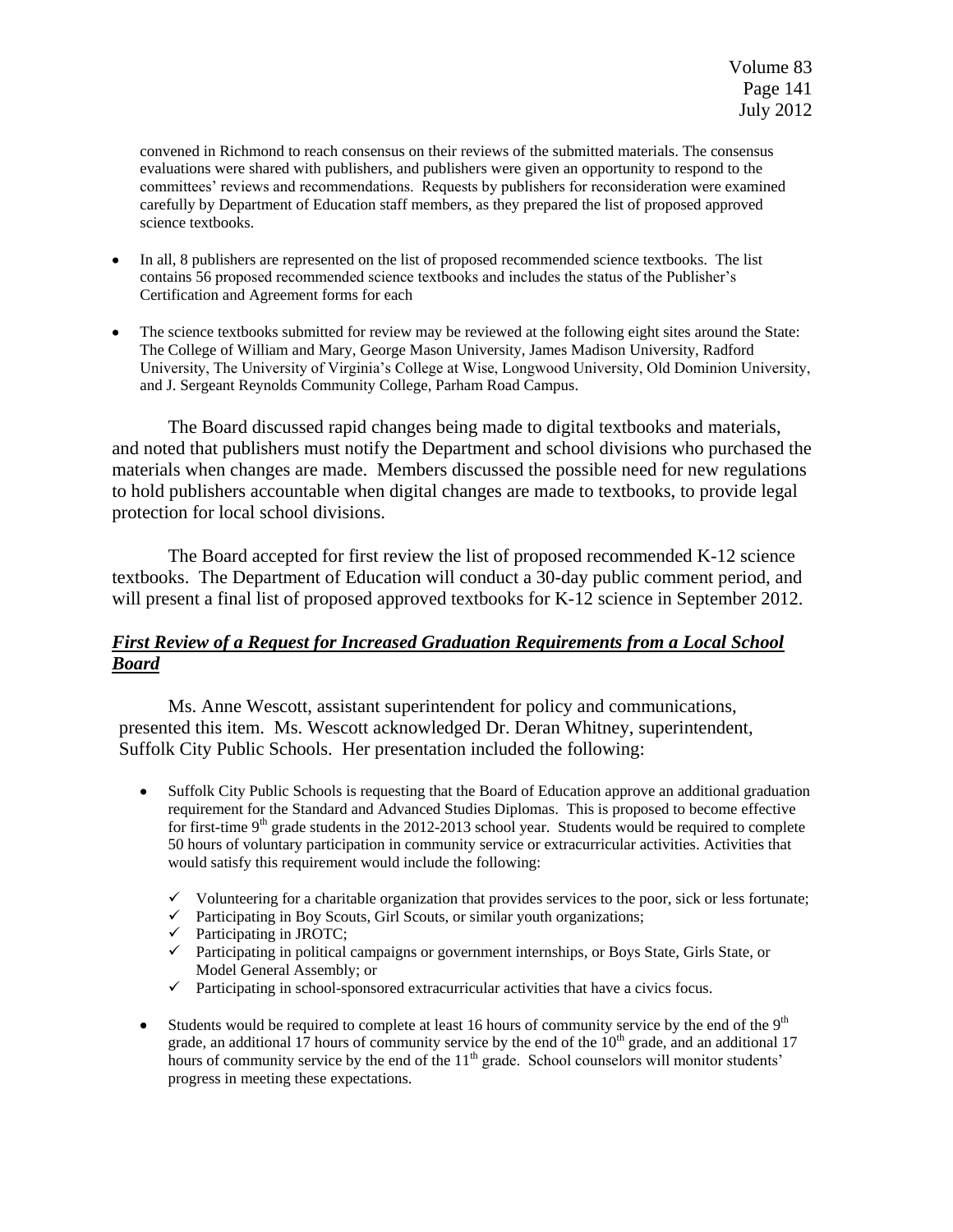convened in Richmond to reach consensus on their reviews of the submitted materials. The consensus evaluations were shared with publishers, and publishers were given an opportunity to respond to the committees' reviews and recommendations. Requests by publishers for reconsideration were examined carefully by Department of Education staff members, as they prepared the list of proposed approved science textbooks.

- In all, 8 publishers are represented on the list of proposed recommended science textbooks. The list contains 56 proposed recommended science textbooks and includes the status of the Publisher's Certification and Agreement forms for each
- The science textbooks submitted for review may be reviewed at the following eight sites around the State: The College of William and Mary, George Mason University, James Madison University, Radford University, The University of Virginia's College at Wise, Longwood University, Old Dominion University, and J. Sergeant Reynolds Community College, Parham Road Campus.

The Board discussed rapid changes being made to digital textbooks and materials, and noted that publishers must notify the Department and school divisions who purchased the materials when changes are made. Members discussed the possible need for new regulations to hold publishers accountable when digital changes are made to textbooks, to provide legal protection for local school divisions.

The Board accepted for first review the list of proposed recommended K-12 science textbooks. The Department of Education will conduct a 30-day public comment period, and will present a final list of proposed approved textbooks for K-12 science in September 2012.

***First Review of a Request for Increased Graduation Requirements from a Local School Board***

Ms. Anne Wescott, assistant superintendent for policy and communications, presented this item. Ms. Wescott acknowledged Dr. Deran Whitney, superintendent, Suffolk City Public Schools. Her presentation included the following:

- Suffolk City Public Schools is requesting that the Board of Education approve an additional graduation requirement for the Standard and Advanced Studies Diplomas. This is proposed to become effective for first-time 9th grade students in the 2012-2013 school year. Students would be required to complete 50 hours of voluntary participation in community service or extracurricular activities. Activities that would satisfy this requirement would include the following:
  - ✓ Volunteering for a charitable organization that provides services to the poor, sick or less fortunate;
  - ✓ Participating in Boy Scouts, Girl Scouts, or similar youth organizations;
  - ✓ Participating in JROTC;
  - ✓ Participating in political campaigns or government internships, or Boys State, Girls State, or Model General Assembly; or
  - ✓ Participating in school-sponsored extracurricular activities that have a civics focus.
- Students would be required to complete at least 16 hours of community service by the end of the 9th grade, an additional 17 hours of community service by the end of the 10th grade, and an additional 17 hours of community service by the end of the 11th grade. School counselors will monitor students' progress in meeting these expectations.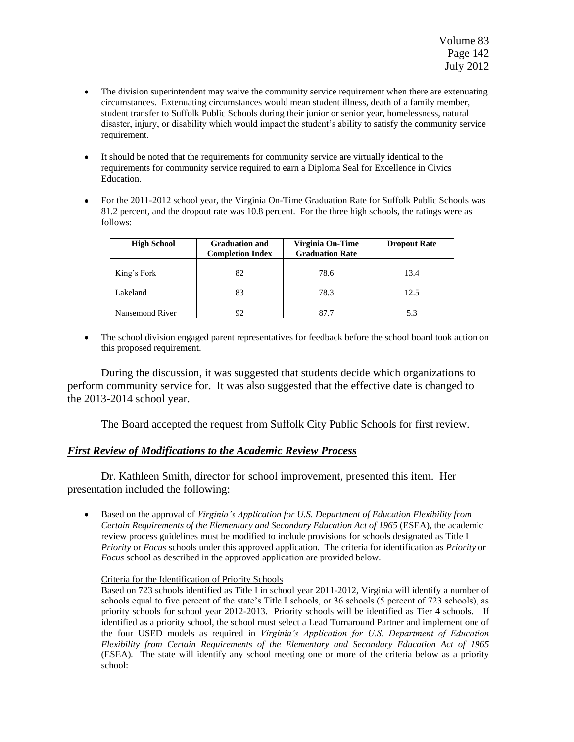- The division superintendent may waive the community service requirement when there are extenuating circumstances. Extenuating circumstances would mean student illness, death of a family member, student transfer to Suffolk Public Schools during their junior or senior year, homelessness, natural disaster, injury, or disability which would impact the student's ability to satisfy the community service requirement.

- It should be noted that the requirements for community service are virtually identical to the requirements for community service required to earn a Diploma Seal for Excellence in Civics Education.

- For the 2011-2012 school year, the Virginia On-Time Graduation Rate for Suffolk Public Schools was 81.2 percent, and the dropout rate was 10.8 percent. For the three high schools, the ratings were as follows:

| High School | Graduation and Completion Index | Virginia On-Time Graduation Rate | Dropout Rate |
|---|---|---|---|
| King's Fork | 82 | 78.6 | 13.4 |
| Lakeland | 83 | 78.3 | 12.5 |
| Nansemond River | 92 | 87.7 | 5.3 |

- The school division engaged parent representatives for feedback before the school board took action on this proposed requirement.

During the discussion, it was suggested that students decide which organizations to perform community service for. It was also suggested that the effective date is changed to the 2013-2014 school year.

The Board accepted the request from Suffolk City Public Schools for first review.

## ***First Review of Modifications to the Academic Review Process***

Dr. Kathleen Smith, director for school improvement, presented this item. Her presentation included the following:

- Based on the approval of *Virginia's Application for U.S. Department of Education Flexibility from Certain Requirements of the Elementary and Secondary Education Act of 1965* (ESEA), the academic review process guidelines must be modified to include provisions for schools designated as Title I *Priority* or *Focus* schools under this approved application. The criteria for identification as *Priority* or *Focus* school as described in the approved application are provided below.

  Criteria for the Identification of Priority Schools

  Based on 723 schools identified as Title I in school year 2011-2012, Virginia will identify a number of schools equal to five percent of the state's Title I schools, or 36 schools (5 percent of 723 schools), as priority schools for school year 2012-2013. Priority schools will be identified as Tier 4 schools. If identified as a priority school, the school must select a Lead Turnaround Partner and implement one of the four USED models as required in *Virginia's Application for U.S. Department of Education Flexibility from Certain Requirements of the Elementary and Secondary Education Act of 1965* (ESEA). The state will identify any school meeting one or more of the criteria below as a priority school: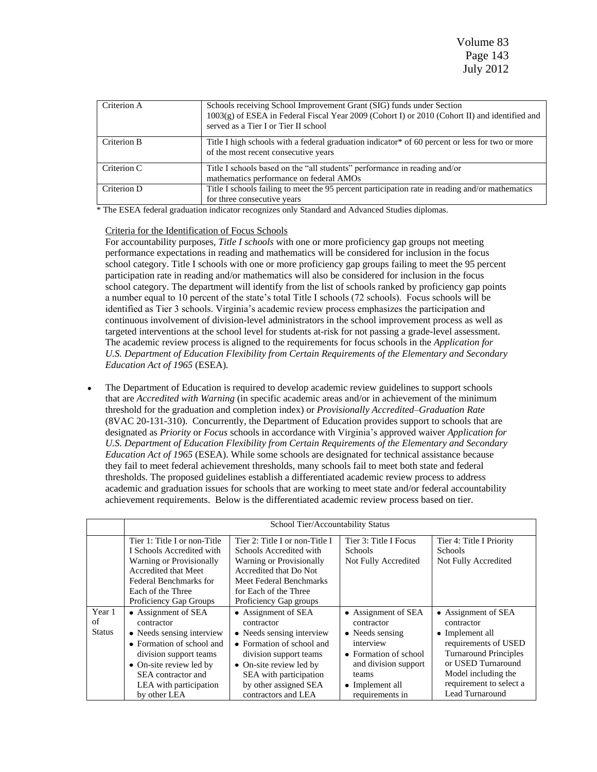| | |
|---|---|
| Criterion A | Schools receiving School Improvement Grant (SIG) funds under Section 1003(g) of ESEA in Federal Fiscal Year 2009 (Cohort I) or 2010 (Cohort II) and identified and served as a Tier I or Tier II school |
| Criterion B | Title I high schools with a federal graduation indicator* of 60 percent or less for two or more of the most recent consecutive years |
| Criterion C | Title I schools based on the "all students" performance in reading and/or mathematics performance on federal AMOs |
| Criterion D | Title I schools failing to meet the 95 percent participation rate in reading and/or mathematics for three consecutive years |

\* The ESEA federal graduation indicator recognizes only Standard and Advanced Studies diplomas.

Criteria for the Identification of Focus Schools

For accountability purposes, *Title I schools* with one or more proficiency gap groups not meeting performance expectations in reading and mathematics will be considered for inclusion in the focus school category. Title I schools with one or more proficiency gap groups failing to meet the 95 percent participation rate in reading and/or mathematics will also be considered for inclusion in the focus school category. The department will identify from the list of schools ranked by proficiency gap points a number equal to 10 percent of the state's total Title I schools (72 schools). Focus schools will be identified as Tier 3 schools. Virginia's academic review process emphasizes the participation and continuous involvement of division-level administrators in the school improvement process as well as targeted interventions at the school level for students at-risk for not passing a grade-level assessment. The academic review process is aligned to the requirements for focus schools in the *Application for U.S. Department of Education Flexibility from Certain Requirements of the Elementary and Secondary Education Act of 1965* (ESEA).

- The Department of Education is required to develop academic review guidelines to support schools that are *Accredited with Warning* (in specific academic areas and/or in achievement of the minimum threshold for the graduation and completion index) or *Provisionally Accredited–Graduation Rate* (8VAC 20-131-310). Concurrently, the Department of Education provides support to schools that are designated as *Priority* or *Focus* schools in accordance with Virginia's approved waiver *Application for U.S. Department of Education Flexibility from Certain Requirements of the Elementary and Secondary Education Act of 1965* (ESEA). While some schools are designated for technical assistance because they fail to meet federal achievement thresholds, many schools fail to meet both state and federal thresholds. The proposed guidelines establish a differentiated academic review process to address academic and graduation issues for schools that are working to meet state and/or federal accountability achievement requirements. Below is the differentiated academic review process based on tier.

| | School Tier/Accountability Status | | | |
|---|---|---|---|---|
| | Tier 1: Title I or non-Title I Schools Accredited with Warning or Provisionally Accredited that Meet Federal Benchmarks for Each of the Three Proficiency Gap Groups | Tier 2: Title I or non-Title I Schools Accredited with Warning or Provisionally Accredited that Do Not Meet Federal Benchmarks for Each of the Three Proficiency Gap groups | Tier 3: Title I Focus Schools Not Fully Accredited | Tier 4: Title I Priority Schools Not Fully Accredited |
| Year 1 of Status | • Assignment of SEA contractor<br>• Needs sensing interview<br>• Formation of school and division support teams<br>• On-site review led by SEA contractor and LEA with participation by other LEA | • Assignment of SEA contractor<br>• Needs sensing interview<br>• Formation of school and division support teams<br>• On-site review led by SEA with participation by other assigned SEA contractors and LEA | • Assignment of SEA contractor<br>• Needs sensing interview<br>• Formation of school and division support teams<br>• Implement all requirements in | • Assignment of SEA contractor<br>• Implement all requirements of USED Turnaround Principles or USED Turnaround Model including the requirement to select a Lead Turnaround |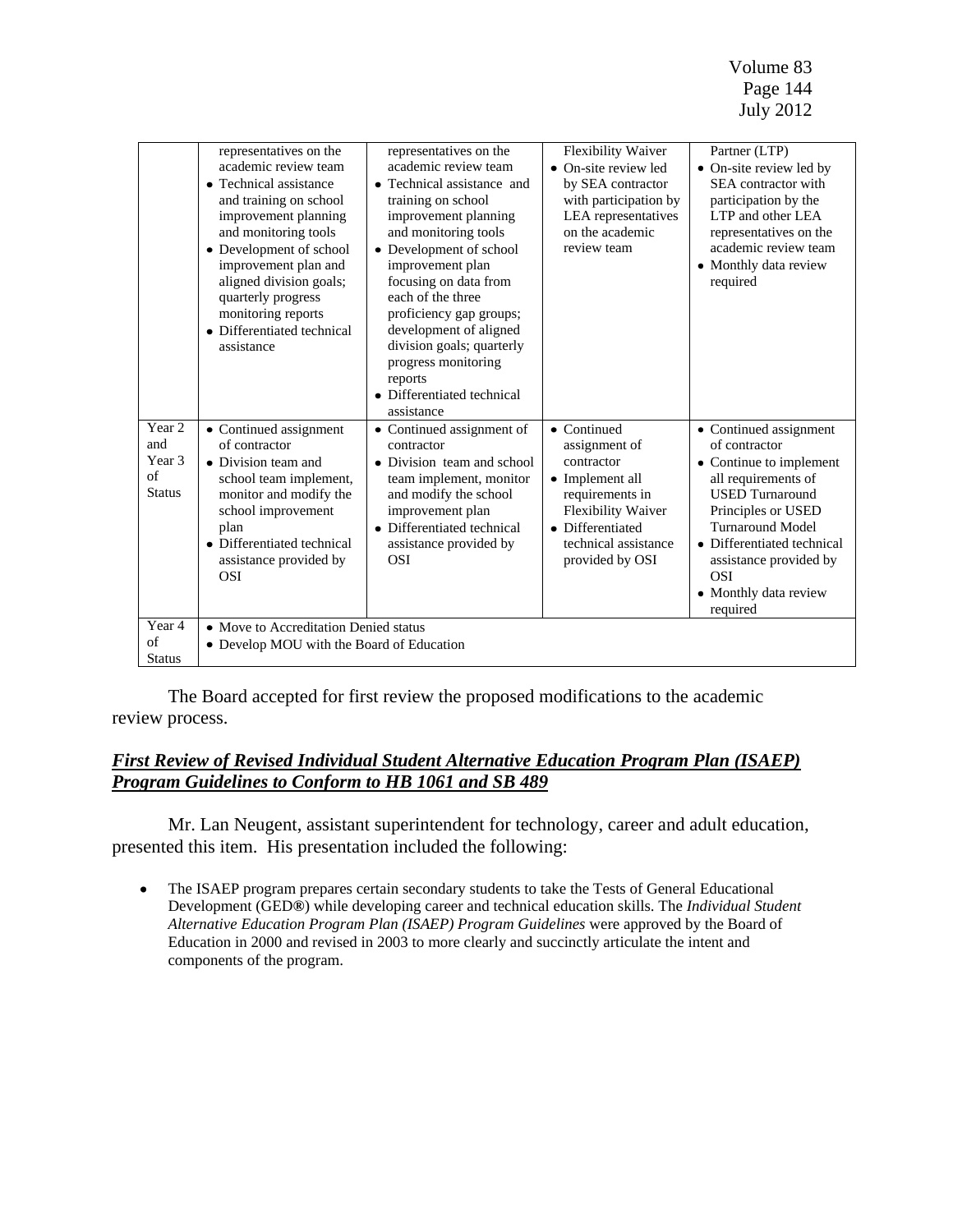| | | | | |
|---|---|---|---|---|
| | representatives on the academic review team<br>• Technical assistance and training on school improvement planning and monitoring tools<br>• Development of school improvement plan and aligned division goals; quarterly progress monitoring reports<br>• Differentiated technical assistance | representatives on the academic review team<br>• Technical assistance and training on school improvement planning and monitoring tools<br>• Development of school improvement plan focusing on data from each of the three proficiency gap groups; development of aligned division goals; quarterly progress monitoring reports<br>• Differentiated technical assistance | Flexibility Waiver<br>• On-site review led by SEA contractor with participation by LEA representatives on the academic review team | Partner (LTP)<br>• On-site review led by SEA contractor with participation by the LTP and other LEA representatives on the academic review team<br>• Monthly data review required |
| Year 2 and Year 3 of Status | • Continued assignment of contractor<br>• Division team and school team implement, monitor and modify the school improvement plan<br>• Differentiated technical assistance provided by OSI | • Continued assignment of contractor<br>• Division team and school team implement, monitor and modify the school improvement plan<br>• Differentiated technical assistance provided by OSI | • Continued assignment of contractor<br>• Implement all requirements in Flexibility Waiver<br>• Differentiated technical assistance provided by OSI | • Continued assignment of contractor<br>• Continue to implement all requirements of USED Turnaround Principles or USED Turnaround Model<br>• Differentiated technical assistance provided by OSI<br>• Monthly data review required |
| Year 4 of Status | • Move to Accreditation Denied status<br>• Develop MOU with the Board of Education | | | |

The Board accepted for first review the proposed modifications to the academic review process.

## ***First Review of Revised Individual Student Alternative Education Program Plan (ISAEP) Program Guidelines to Conform to HB 1061 and SB 489***

Mr. Lan Neugent, assistant superintendent for technology, career and adult education, presented this item. His presentation included the following:

- The ISAEP program prepares certain secondary students to take the Tests of General Educational Development (GED®) while developing career and technical education skills. The *Individual Student Alternative Education Program Plan (ISAEP) Program Guidelines* were approved by the Board of Education in 2000 and revised in 2003 to more clearly and succinctly articulate the intent and components of the program.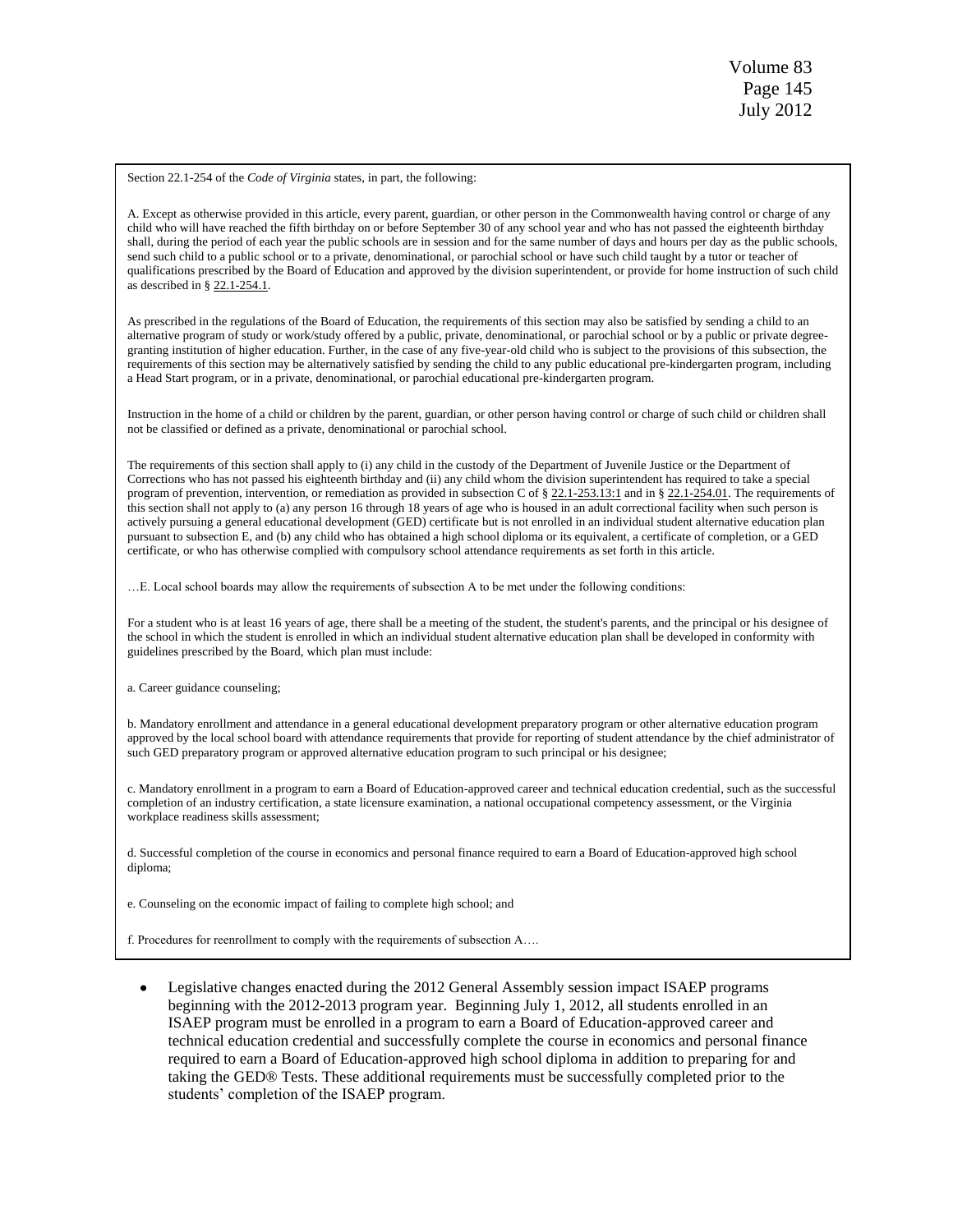Section 22.1-254 of the *Code of Virginia* states, in part, the following:

A. Except as otherwise provided in this article, every parent, guardian, or other person in the Commonwealth having control or charge of any child who will have reached the fifth birthday on or before September 30 of any school year and who has not passed the eighteenth birthday shall, during the period of each year the public schools are in session and for the same number of days and hours per day as the public schools, send such child to a public school or to a private, denominational, or parochial school or have such child taught by a tutor or teacher of qualifications prescribed by the Board of Education and approved by the division superintendent, or provide for home instruction of such child as described in § 22.1-254.1.

As prescribed in the regulations of the Board of Education, the requirements of this section may also be satisfied by sending a child to an alternative program of study or work/study offered by a public, private, denominational, or parochial school or by a public or private degree-granting institution of higher education. Further, in the case of any five-year-old child who is subject to the provisions of this subsection, the requirements of this section may be alternatively satisfied by sending the child to any public educational pre-kindergarten program, including a Head Start program, or in a private, denominational, or parochial educational pre-kindergarten program.

Instruction in the home of a child or children by the parent, guardian, or other person having control or charge of such child or children shall not be classified or defined as a private, denominational or parochial school.

The requirements of this section shall apply to (i) any child in the custody of the Department of Juvenile Justice or the Department of Corrections who has not passed his eighteenth birthday and (ii) any child whom the division superintendent has required to take a special program of prevention, intervention, or remediation as provided in subsection C of § 22.1-253.13:1 and in § 22.1-254.01. The requirements of this section shall not apply to (a) any person 16 through 18 years of age who is housed in an adult correctional facility when such person is actively pursuing a general educational development (GED) certificate but is not enrolled in an individual student alternative education plan pursuant to subsection E, and (b) any child who has obtained a high school diploma or its equivalent, a certificate of completion, or a GED certificate, or who has otherwise complied with compulsory school attendance requirements as set forth in this article.

…E. Local school boards may allow the requirements of subsection A to be met under the following conditions:

For a student who is at least 16 years of age, there shall be a meeting of the student, the student's parents, and the principal or his designee of the school in which the student is enrolled in which an individual student alternative education plan shall be developed in conformity with guidelines prescribed by the Board, which plan must include:

a. Career guidance counseling;

b. Mandatory enrollment and attendance in a general educational development preparatory program or other alternative education program approved by the local school board with attendance requirements that provide for reporting of student attendance by the chief administrator of such GED preparatory program or approved alternative education program to such principal or his designee;

c. Mandatory enrollment in a program to earn a Board of Education-approved career and technical education credential, such as the successful completion of an industry certification, a state licensure examination, a national occupational competency assessment, or the Virginia workplace readiness skills assessment;

d. Successful completion of the course in economics and personal finance required to earn a Board of Education-approved high school diploma;

e. Counseling on the economic impact of failing to complete high school; and

f. Procedures for reenrollment to comply with the requirements of subsection A….

- Legislative changes enacted during the 2012 General Assembly session impact ISAEP programs beginning with the 2012-2013 program year. Beginning July 1, 2012, all students enrolled in an ISAEP program must be enrolled in a program to earn a Board of Education-approved career and technical education credential and successfully complete the course in economics and personal finance required to earn a Board of Education-approved high school diploma in addition to preparing for and taking the GED® Tests. These additional requirements must be successfully completed prior to the students' completion of the ISAEP program.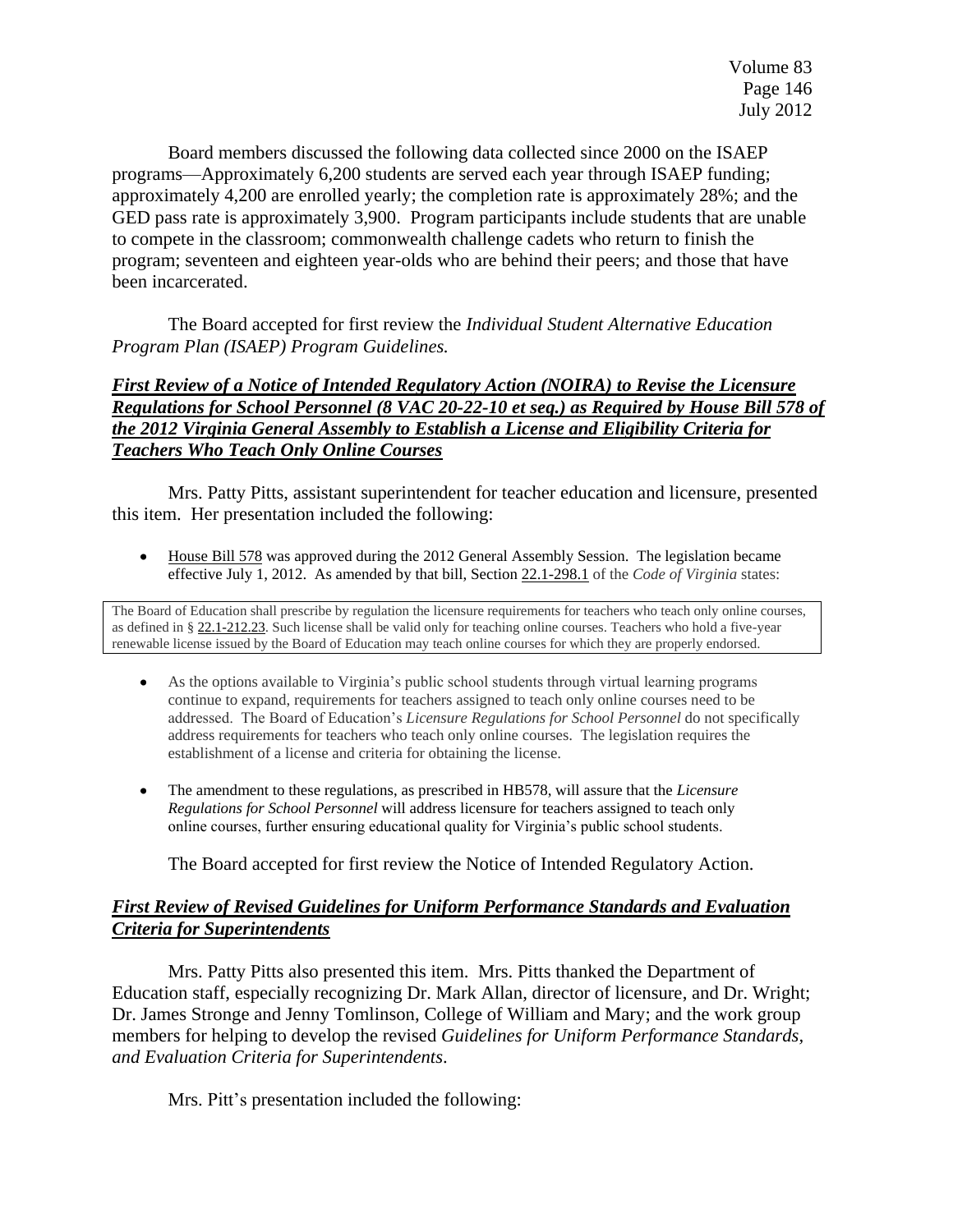Board members discussed the following data collected since 2000 on the ISAEP programs—Approximately 6,200 students are served each year through ISAEP funding; approximately 4,200 are enrolled yearly; the completion rate is approximately 28%; and the GED pass rate is approximately 3,900. Program participants include students that are unable to compete in the classroom; commonwealth challenge cadets who return to finish the program; seventeen and eighteen year-olds who are behind their peers; and those that have been incarcerated.

The Board accepted for first review the *Individual Student Alternative Education Program Plan (ISAEP) Program Guidelines.*

***First Review of a Notice of Intended Regulatory Action (NOIRA) to Revise the Licensure Regulations for School Personnel (8 VAC 20-22-10 et seq.) as Required by House Bill 578 of the 2012 Virginia General Assembly to Establish a License and Eligibility Criteria for Teachers Who Teach Only Online Courses***

Mrs. Patty Pitts, assistant superintendent for teacher education and licensure, presented this item. Her presentation included the following:

- House Bill 578 was approved during the 2012 General Assembly Session. The legislation became effective July 1, 2012. As amended by that bill, Section 22.1-298.1 of the *Code of Virginia* states:

> The Board of Education shall prescribe by regulation the licensure requirements for teachers who teach only online courses, as defined in § 22.1-212.23. Such license shall be valid only for teaching online courses. Teachers who hold a five-year renewable license issued by the Board of Education may teach online courses for which they are properly endorsed.

- As the options available to Virginia's public school students through virtual learning programs continue to expand, requirements for teachers assigned to teach only online courses need to be addressed. The Board of Education's *Licensure Regulations for School Personnel* do not specifically address requirements for teachers who teach only online courses. The legislation requires the establishment of a license and criteria for obtaining the license.

- The amendment to these regulations, as prescribed in HB578, will assure that the *Licensure Regulations for School Personnel* will address licensure for teachers assigned to teach only online courses, further ensuring educational quality for Virginia's public school students.

The Board accepted for first review the Notice of Intended Regulatory Action.

***First Review of Revised Guidelines for Uniform Performance Standards and Evaluation Criteria for Superintendents***

Mrs. Patty Pitts also presented this item. Mrs. Pitts thanked the Department of Education staff, especially recognizing Dr. Mark Allan, director of licensure, and Dr. Wright; Dr. James Stronge and Jenny Tomlinson, College of William and Mary; and the work group members for helping to develop the revised *Guidelines for Uniform Performance Standards, and Evaluation Criteria for Superintendents*.

Mrs. Pitt's presentation included the following: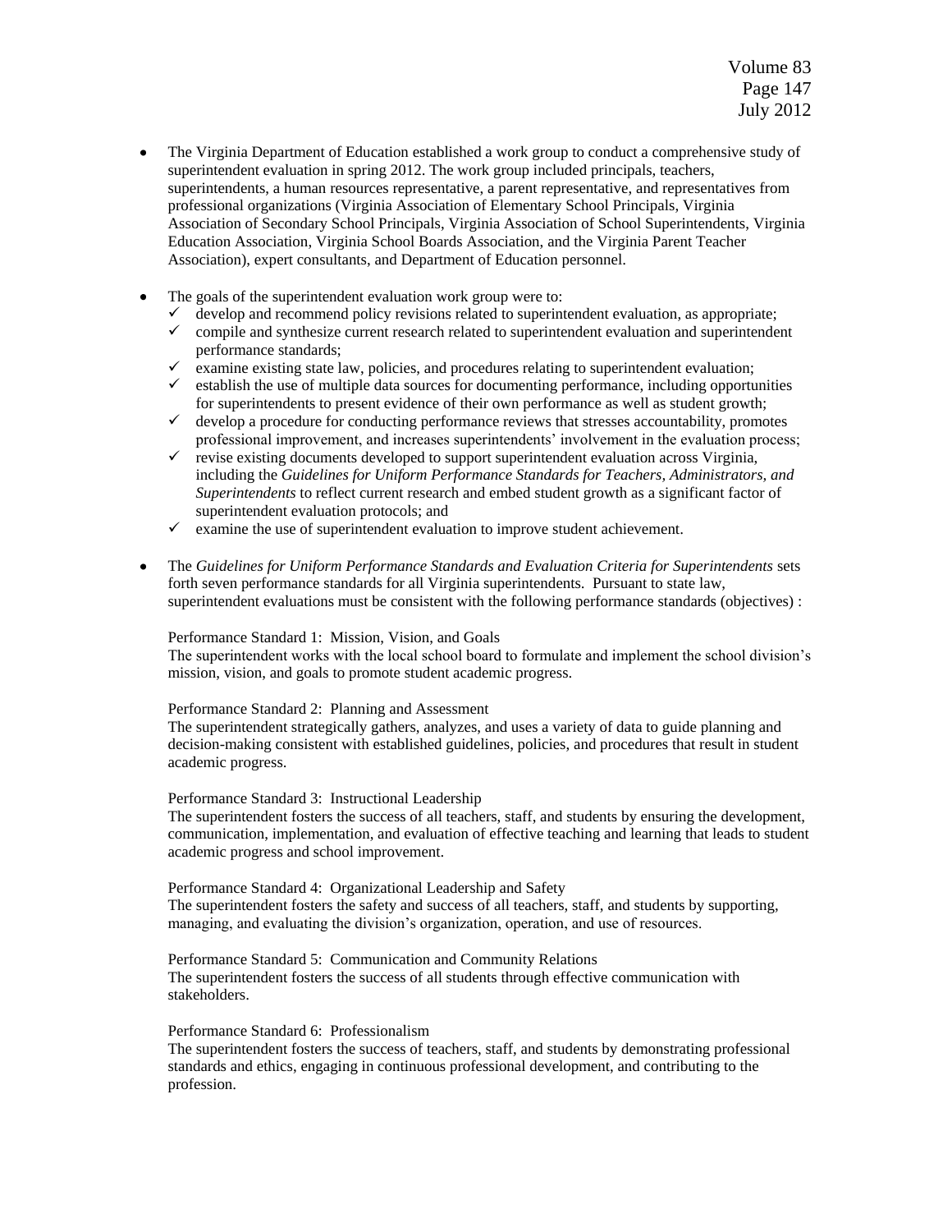- The Virginia Department of Education established a work group to conduct a comprehensive study of superintendent evaluation in spring 2012. The work group included principals, teachers, superintendents, a human resources representative, a parent representative, and representatives from professional organizations (Virginia Association of Elementary School Principals, Virginia Association of Secondary School Principals, Virginia Association of School Superintendents, Virginia Education Association, Virginia School Boards Association, and the Virginia Parent Teacher Association), expert consultants, and Department of Education personnel.

- The goals of the superintendent evaluation work group were to:
  - ✓ develop and recommend policy revisions related to superintendent evaluation, as appropriate;
  - ✓ compile and synthesize current research related to superintendent evaluation and superintendent performance standards;
  - ✓ examine existing state law, policies, and procedures relating to superintendent evaluation;
  - ✓ establish the use of multiple data sources for documenting performance, including opportunities for superintendents to present evidence of their own performance as well as student growth;
  - ✓ develop a procedure for conducting performance reviews that stresses accountability, promotes professional improvement, and increases superintendents' involvement in the evaluation process;
  - ✓ revise existing documents developed to support superintendent evaluation across Virginia, including the *Guidelines for Uniform Performance Standards for Teachers, Administrators, and Superintendents* to reflect current research and embed student growth as a significant factor of superintendent evaluation protocols; and
  - ✓ examine the use of superintendent evaluation to improve student achievement.

- The *Guidelines for Uniform Performance Standards and Evaluation Criteria for Superintendents* sets forth seven performance standards for all Virginia superintendents. Pursuant to state law, superintendent evaluations must be consistent with the following performance standards (objectives) :

  Performance Standard 1: Mission, Vision, and Goals
  The superintendent works with the local school board to formulate and implement the school division's mission, vision, and goals to promote student academic progress.

  Performance Standard 2: Planning and Assessment
  The superintendent strategically gathers, analyzes, and uses a variety of data to guide planning and decision-making consistent with established guidelines, policies, and procedures that result in student academic progress.

  Performance Standard 3: Instructional Leadership
  The superintendent fosters the success of all teachers, staff, and students by ensuring the development, communication, implementation, and evaluation of effective teaching and learning that leads to student academic progress and school improvement.

  Performance Standard 4: Organizational Leadership and Safety
  The superintendent fosters the safety and success of all teachers, staff, and students by supporting, managing, and evaluating the division's organization, operation, and use of resources.

  Performance Standard 5: Communication and Community Relations
  The superintendent fosters the success of all students through effective communication with stakeholders.

  Performance Standard 6: Professionalism
  The superintendent fosters the success of teachers, staff, and students by demonstrating professional standards and ethics, engaging in continuous professional development, and contributing to the profession.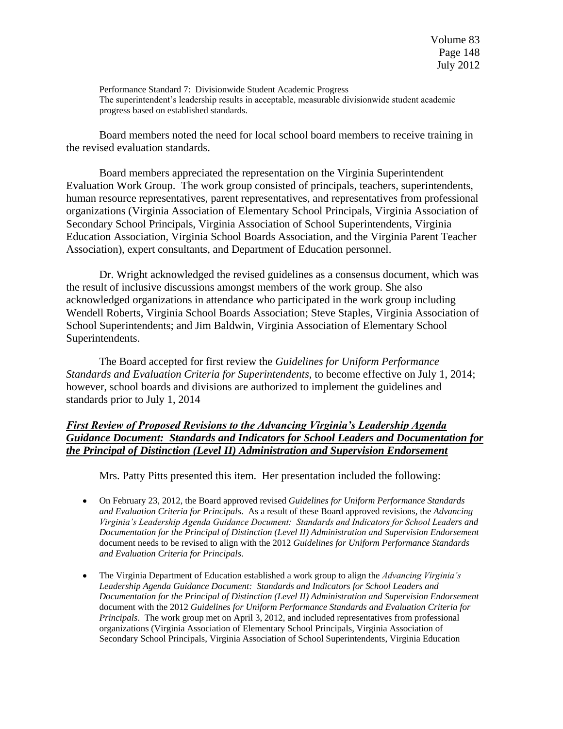Performance Standard 7: Divisionwide Student Academic Progress
The superintendent's leadership results in acceptable, measurable divisionwide student academic progress based on established standards.

Board members noted the need for local school board members to receive training in the revised evaluation standards.

Board members appreciated the representation on the Virginia Superintendent Evaluation Work Group. The work group consisted of principals, teachers, superintendents, human resource representatives, parent representatives, and representatives from professional organizations (Virginia Association of Elementary School Principals, Virginia Association of Secondary School Principals, Virginia Association of School Superintendents, Virginia Education Association, Virginia School Boards Association, and the Virginia Parent Teacher Association), expert consultants, and Department of Education personnel.

Dr. Wright acknowledged the revised guidelines as a consensus document, which was the result of inclusive discussions amongst members of the work group. She also acknowledged organizations in attendance who participated in the work group including Wendell Roberts, Virginia School Boards Association; Steve Staples, Virginia Association of School Superintendents; and Jim Baldwin, Virginia Association of Elementary School Superintendents.

The Board accepted for first review the *Guidelines for Uniform Performance Standards and Evaluation Criteria for Superintendents,* to become effective on July 1, 2014; however, school boards and divisions are authorized to implement the guidelines and standards prior to July 1, 2014

## ***First Review of Proposed Revisions to the Advancing Virginia's Leadership Agenda Guidance Document: Standards and Indicators for School Leaders and Documentation for the Principal of Distinction (Level II) Administration and Supervision Endorsement***

Mrs. Patty Pitts presented this item. Her presentation included the following:

- On February 23, 2012, the Board approved revised *Guidelines for Uniform Performance Standards and Evaluation Criteria for Principals*. As a result of these Board approved revisions, the *Advancing Virginia's Leadership Agenda Guidance Document: Standards and Indicators for School Leaders and Documentation for the Principal of Distinction (Level II) Administration and Supervision Endorsement* document needs to be revised to align with the 2012 *Guidelines for Uniform Performance Standards and Evaluation Criteria for Principals*.

- The Virginia Department of Education established a work group to align the *Advancing Virginia's Leadership Agenda Guidance Document: Standards and Indicators for School Leaders and Documentation for the Principal of Distinction (Level II) Administration and Supervision Endorsement* document with the 2012 *Guidelines for Uniform Performance Standards and Evaluation Criteria for Principals*. The work group met on April 3, 2012, and included representatives from professional organizations (Virginia Association of Elementary School Principals, Virginia Association of Secondary School Principals, Virginia Association of School Superintendents, Virginia Education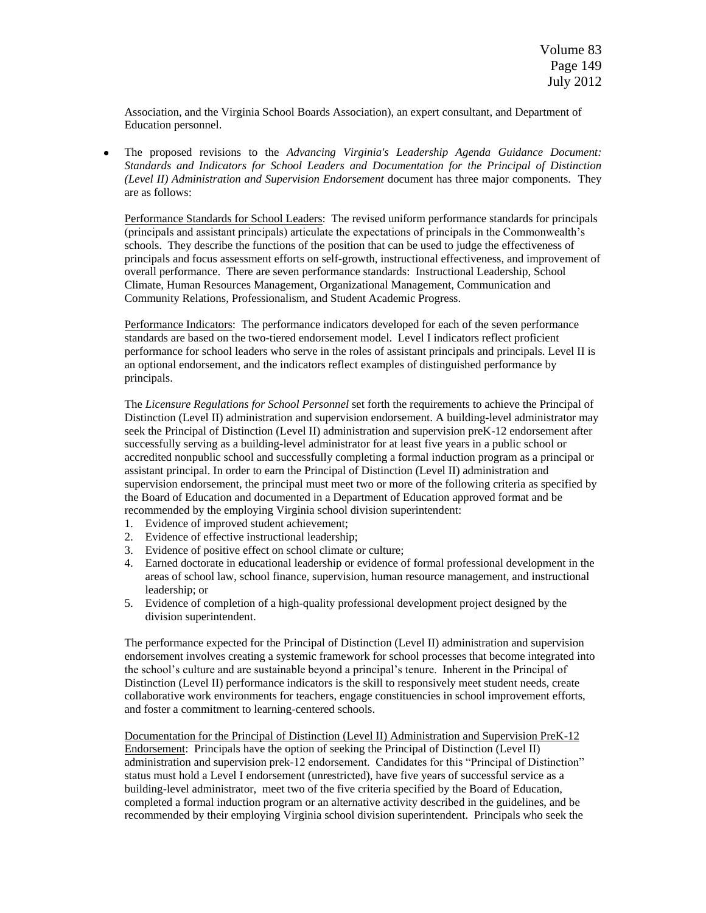Association, and the Virginia School Boards Association), an expert consultant, and Department of Education personnel.

- The proposed revisions to the *Advancing Virginia's Leadership Agenda Guidance Document: Standards and Indicators for School Leaders and Documentation for the Principal of Distinction (Level II) Administration and Supervision Endorsement* document has three major components. They are as follows:

  Performance Standards for School Leaders: The revised uniform performance standards for principals (principals and assistant principals) articulate the expectations of principals in the Commonwealth's schools. They describe the functions of the position that can be used to judge the effectiveness of principals and focus assessment efforts on self-growth, instructional effectiveness, and improvement of overall performance. There are seven performance standards: Instructional Leadership, School Climate, Human Resources Management, Organizational Management, Communication and Community Relations, Professionalism, and Student Academic Progress.

  Performance Indicators: The performance indicators developed for each of the seven performance standards are based on the two-tiered endorsement model. Level I indicators reflect proficient performance for school leaders who serve in the roles of assistant principals and principals. Level II is an optional endorsement, and the indicators reflect examples of distinguished performance by principals.

  The *Licensure Regulations for School Personnel* set forth the requirements to achieve the Principal of Distinction (Level II) administration and supervision endorsement. A building-level administrator may seek the Principal of Distinction (Level II) administration and supervision preK-12 endorsement after successfully serving as a building-level administrator for at least five years in a public school or accredited nonpublic school and successfully completing a formal induction program as a principal or assistant principal. In order to earn the Principal of Distinction (Level II) administration and supervision endorsement, the principal must meet two or more of the following criteria as specified by the Board of Education and documented in a Department of Education approved format and be recommended by the employing Virginia school division superintendent:

  1. Evidence of improved student achievement;
  2. Evidence of effective instructional leadership;
  3. Evidence of positive effect on school climate or culture;
  4. Earned doctorate in educational leadership or evidence of formal professional development in the areas of school law, school finance, supervision, human resource management, and instructional leadership; or
  5. Evidence of completion of a high-quality professional development project designed by the division superintendent.

  The performance expected for the Principal of Distinction (Level II) administration and supervision endorsement involves creating a systemic framework for school processes that become integrated into the school's culture and are sustainable beyond a principal's tenure. Inherent in the Principal of Distinction (Level II) performance indicators is the skill to responsively meet student needs, create collaborative work environments for teachers, engage constituencies in school improvement efforts, and foster a commitment to learning-centered schools.

  Documentation for the Principal of Distinction (Level II) Administration and Supervision PreK-12 Endorsement: Principals have the option of seeking the Principal of Distinction (Level II) administration and supervision prek-12 endorsement. Candidates for this "Principal of Distinction" status must hold a Level I endorsement (unrestricted), have five years of successful service as a building-level administrator, meet two of the five criteria specified by the Board of Education, completed a formal induction program or an alternative activity described in the guidelines, and be recommended by their employing Virginia school division superintendent. Principals who seek the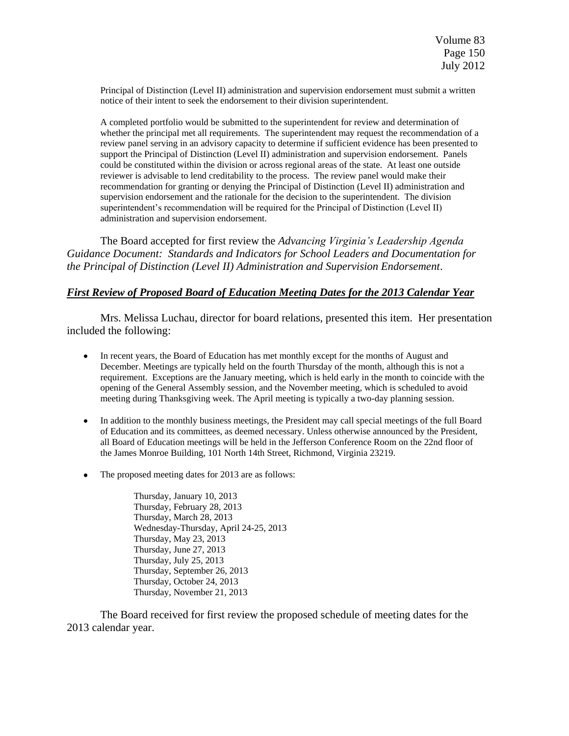Principal of Distinction (Level II) administration and supervision endorsement must submit a written notice of their intent to seek the endorsement to their division superintendent.

A completed portfolio would be submitted to the superintendent for review and determination of whether the principal met all requirements. The superintendent may request the recommendation of a review panel serving in an advisory capacity to determine if sufficient evidence has been presented to support the Principal of Distinction (Level II) administration and supervision endorsement. Panels could be constituted within the division or across regional areas of the state. At least one outside reviewer is advisable to lend creditability to the process. The review panel would make their recommendation for granting or denying the Principal of Distinction (Level II) administration and supervision endorsement and the rationale for the decision to the superintendent. The division superintendent's recommendation will be required for the Principal of Distinction (Level II) administration and supervision endorsement.

The Board accepted for first review the *Advancing Virginia's Leadership Agenda Guidance Document: Standards and Indicators for School Leaders and Documentation for the Principal of Distinction (Level II) Administration and Supervision Endorsement*.

***First Review of Proposed Board of Education Meeting Dates for the 2013 Calendar Year***

Mrs. Melissa Luchau, director for board relations, presented this item. Her presentation included the following:

- In recent years, the Board of Education has met monthly except for the months of August and December. Meetings are typically held on the fourth Thursday of the month, although this is not a requirement. Exceptions are the January meeting, which is held early in the month to coincide with the opening of the General Assembly session, and the November meeting, which is scheduled to avoid meeting during Thanksgiving week. The April meeting is typically a two-day planning session.

- In addition to the monthly business meetings, the President may call special meetings of the full Board of Education and its committees, as deemed necessary. Unless otherwise announced by the President, all Board of Education meetings will be held in the Jefferson Conference Room on the 22nd floor of the James Monroe Building, 101 North 14th Street, Richmond, Virginia 23219.

- The proposed meeting dates for 2013 are as follows:

  Thursday, January 10, 2013
  Thursday, February 28, 2013
  Thursday, March 28, 2013
  Wednesday-Thursday, April 24-25, 2013
  Thursday, May 23, 2013
  Thursday, June 27, 2013
  Thursday, July 25, 2013
  Thursday, September 26, 2013
  Thursday, October 24, 2013
  Thursday, November 21, 2013

The Board received for first review the proposed schedule of meeting dates for the 2013 calendar year.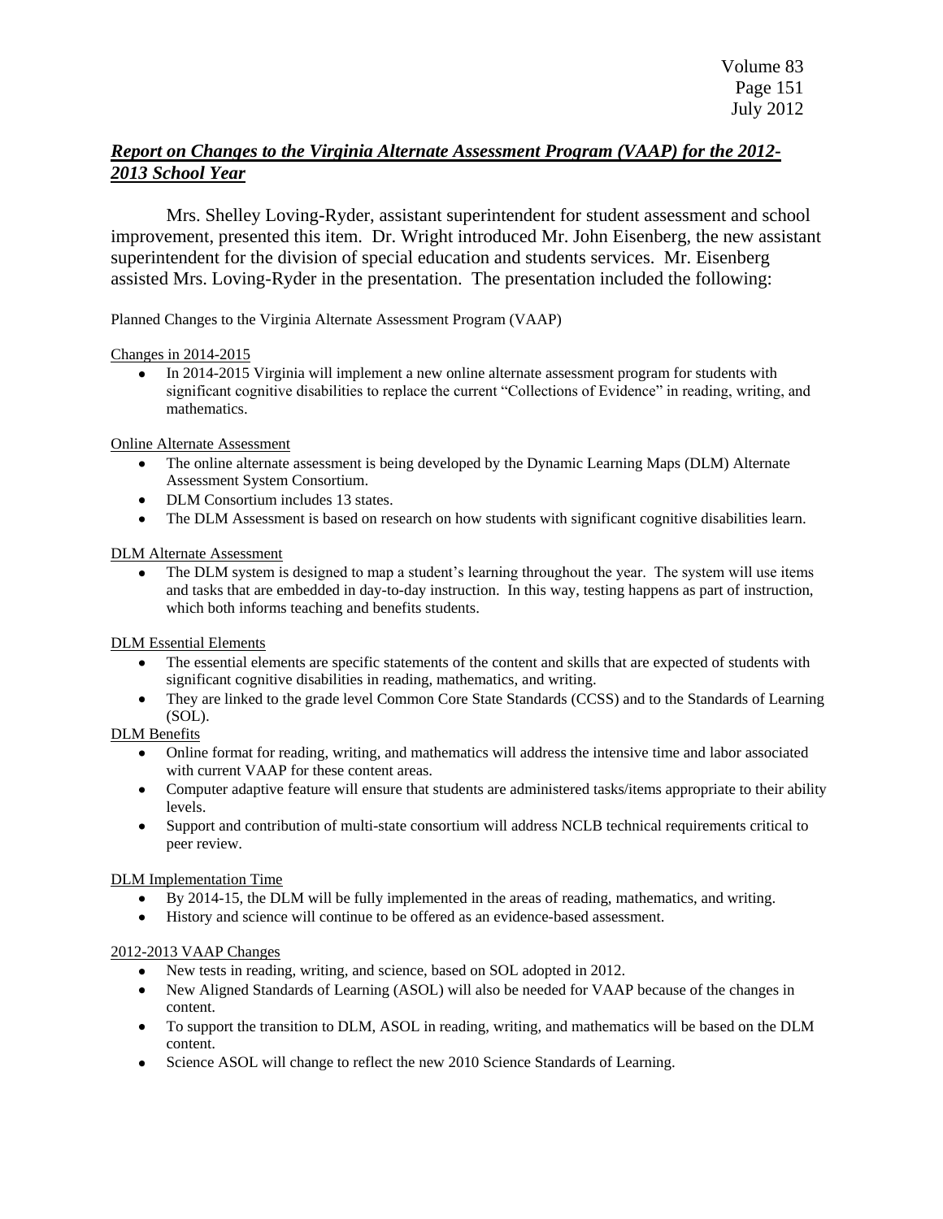## ***Report on Changes to the Virginia Alternate Assessment Program (VAAP) for the 2012-2013 School Year***

Mrs. Shelley Loving-Ryder, assistant superintendent for student assessment and school improvement, presented this item. Dr. Wright introduced Mr. John Eisenberg, the new assistant superintendent for the division of special education and students services. Mr. Eisenberg assisted Mrs. Loving-Ryder in the presentation. The presentation included the following:

Planned Changes to the Virginia Alternate Assessment Program (VAAP)

Changes in 2014-2015

- In 2014-2015 Virginia will implement a new online alternate assessment program for students with significant cognitive disabilities to replace the current "Collections of Evidence" in reading, writing, and mathematics.

Online Alternate Assessment

- The online alternate assessment is being developed by the Dynamic Learning Maps (DLM) Alternate Assessment System Consortium.
- DLM Consortium includes 13 states.
- The DLM Assessment is based on research on how students with significant cognitive disabilities learn.

DLM Alternate Assessment

- The DLM system is designed to map a student's learning throughout the year. The system will use items and tasks that are embedded in day-to-day instruction. In this way, testing happens as part of instruction, which both informs teaching and benefits students.

DLM Essential Elements

- The essential elements are specific statements of the content and skills that are expected of students with significant cognitive disabilities in reading, mathematics, and writing.
- They are linked to the grade level Common Core State Standards (CCSS) and to the Standards of Learning (SOL).

DLM Benefits

- Online format for reading, writing, and mathematics will address the intensive time and labor associated with current VAAP for these content areas.
- Computer adaptive feature will ensure that students are administered tasks/items appropriate to their ability levels.
- Support and contribution of multi-state consortium will address NCLB technical requirements critical to peer review.

DLM Implementation Time

- By 2014-15, the DLM will be fully implemented in the areas of reading, mathematics, and writing.
- History and science will continue to be offered as an evidence-based assessment.

2012-2013 VAAP Changes

- New tests in reading, writing, and science, based on SOL adopted in 2012.
- New Aligned Standards of Learning (ASOL) will also be needed for VAAP because of the changes in content.
- To support the transition to DLM, ASOL in reading, writing, and mathematics will be based on the DLM content.
- Science ASOL will change to reflect the new 2010 Science Standards of Learning.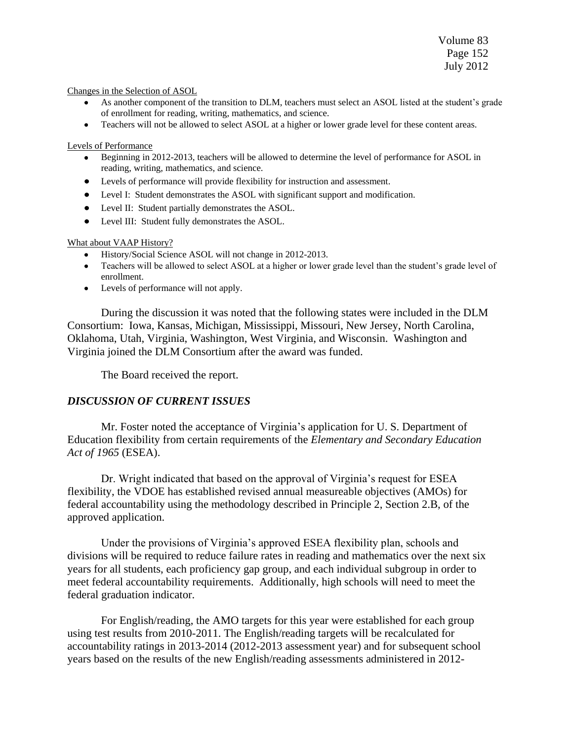Changes in the Selection of ASOL

- As another component of the transition to DLM, teachers must select an ASOL listed at the student's grade of enrollment for reading, writing, mathematics, and science.
- Teachers will not be allowed to select ASOL at a higher or lower grade level for these content areas.

Levels of Performance

- Beginning in 2012-2013, teachers will be allowed to determine the level of performance for ASOL in reading, writing, mathematics, and science.
- Levels of performance will provide flexibility for instruction and assessment.
- Level I: Student demonstrates the ASOL with significant support and modification.
- Level II: Student partially demonstrates the ASOL.
- Level III: Student fully demonstrates the ASOL.

What about VAAP History?

- History/Social Science ASOL will not change in 2012-2013.
- Teachers will be allowed to select ASOL at a higher or lower grade level than the student's grade level of enrollment.
- Levels of performance will not apply.

During the discussion it was noted that the following states were included in the DLM Consortium: Iowa, Kansas, Michigan, Mississippi, Missouri, New Jersey, North Carolina, Oklahoma, Utah, Virginia, Washington, West Virginia, and Wisconsin. Washington and Virginia joined the DLM Consortium after the award was funded.

The Board received the report.

## *DISCUSSION OF CURRENT ISSUES*

Mr. Foster noted the acceptance of Virginia's application for U. S. Department of Education flexibility from certain requirements of the *Elementary and Secondary Education Act of 1965* (ESEA).

Dr. Wright indicated that based on the approval of Virginia's request for ESEA flexibility, the VDOE has established revised annual measureable objectives (AMOs) for federal accountability using the methodology described in Principle 2, Section 2.B, of the approved application.

Under the provisions of Virginia's approved ESEA flexibility plan, schools and divisions will be required to reduce failure rates in reading and mathematics over the next six years for all students, each proficiency gap group, and each individual subgroup in order to meet federal accountability requirements. Additionally, high schools will need to meet the federal graduation indicator.

For English/reading, the AMO targets for this year were established for each group using test results from 2010-2011. The English/reading targets will be recalculated for accountability ratings in 2013-2014 (2012-2013 assessment year) and for subsequent school years based on the results of the new English/reading assessments administered in 2012-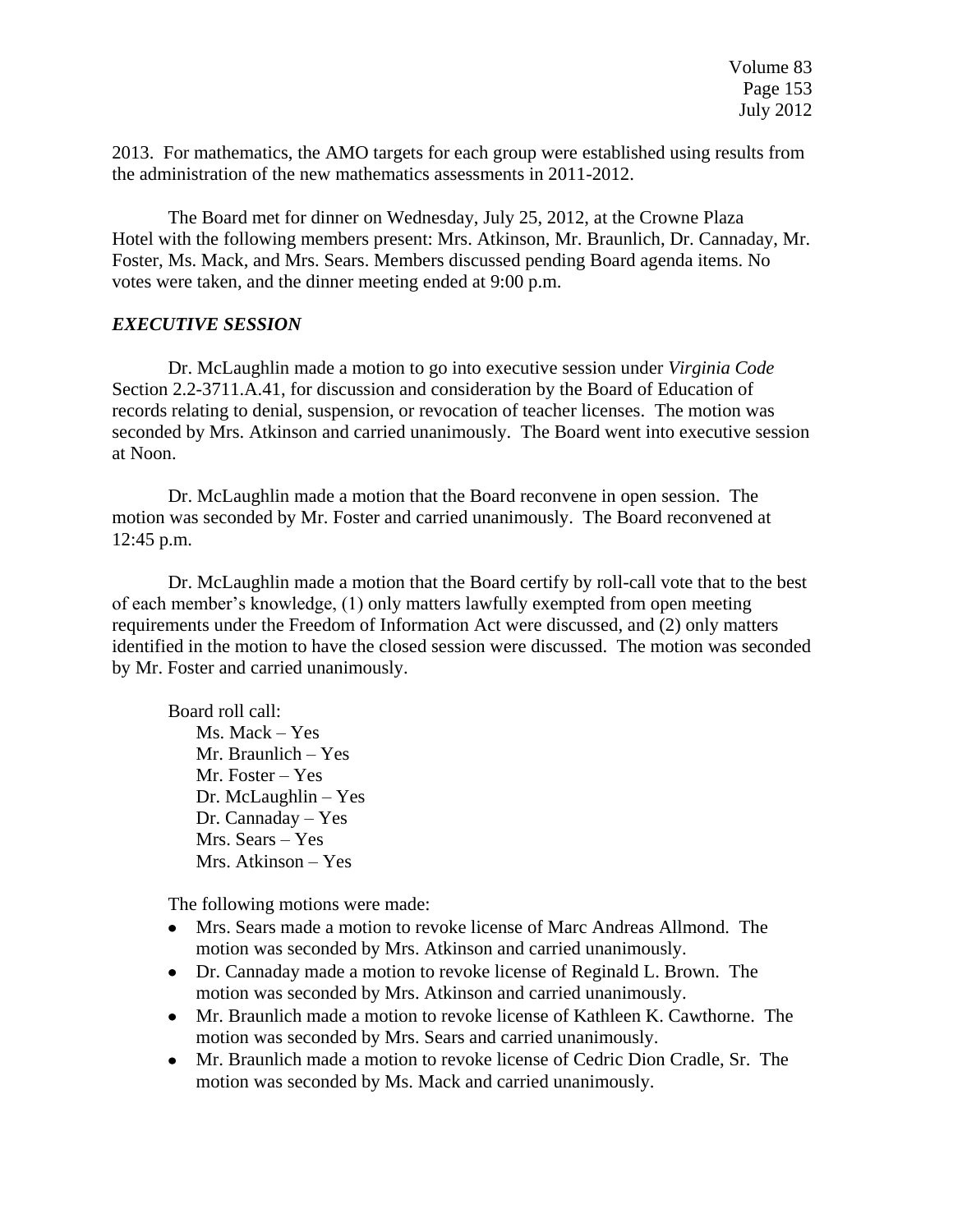2013. For mathematics, the AMO targets for each group were established using results from the administration of the new mathematics assessments in 2011-2012.

The Board met for dinner on Wednesday, July 25, 2012, at the Crowne Plaza Hotel with the following members present: Mrs. Atkinson, Mr. Braunlich, Dr. Cannaday, Mr. Foster, Ms. Mack, and Mrs. Sears. Members discussed pending Board agenda items. No votes were taken, and the dinner meeting ended at 9:00 p.m.

## *EXECUTIVE SESSION*

Dr. McLaughlin made a motion to go into executive session under *Virginia Code* Section 2.2-3711.A.41, for discussion and consideration by the Board of Education of records relating to denial, suspension, or revocation of teacher licenses. The motion was seconded by Mrs. Atkinson and carried unanimously. The Board went into executive session at Noon.

Dr. McLaughlin made a motion that the Board reconvene in open session. The motion was seconded by Mr. Foster and carried unanimously. The Board reconvened at 12:45 p.m.

Dr. McLaughlin made a motion that the Board certify by roll-call vote that to the best of each member's knowledge, (1) only matters lawfully exempted from open meeting requirements under the Freedom of Information Act were discussed, and (2) only matters identified in the motion to have the closed session were discussed. The motion was seconded by Mr. Foster and carried unanimously.

Board roll call:
- Ms. Mack – Yes
- Mr. Braunlich – Yes
- Mr. Foster – Yes
- Dr. McLaughlin – Yes
- Dr. Cannaday – Yes
- Mrs. Sears – Yes
- Mrs. Atkinson – Yes

The following motions were made:

- Mrs. Sears made a motion to revoke license of Marc Andreas Allmond. The motion was seconded by Mrs. Atkinson and carried unanimously.
- Dr. Cannaday made a motion to revoke license of Reginald L. Brown. The motion was seconded by Mrs. Atkinson and carried unanimously.
- Mr. Braunlich made a motion to revoke license of Kathleen K. Cawthorne. The motion was seconded by Mrs. Sears and carried unanimously.
- Mr. Braunlich made a motion to revoke license of Cedric Dion Cradle, Sr. The motion was seconded by Ms. Mack and carried unanimously.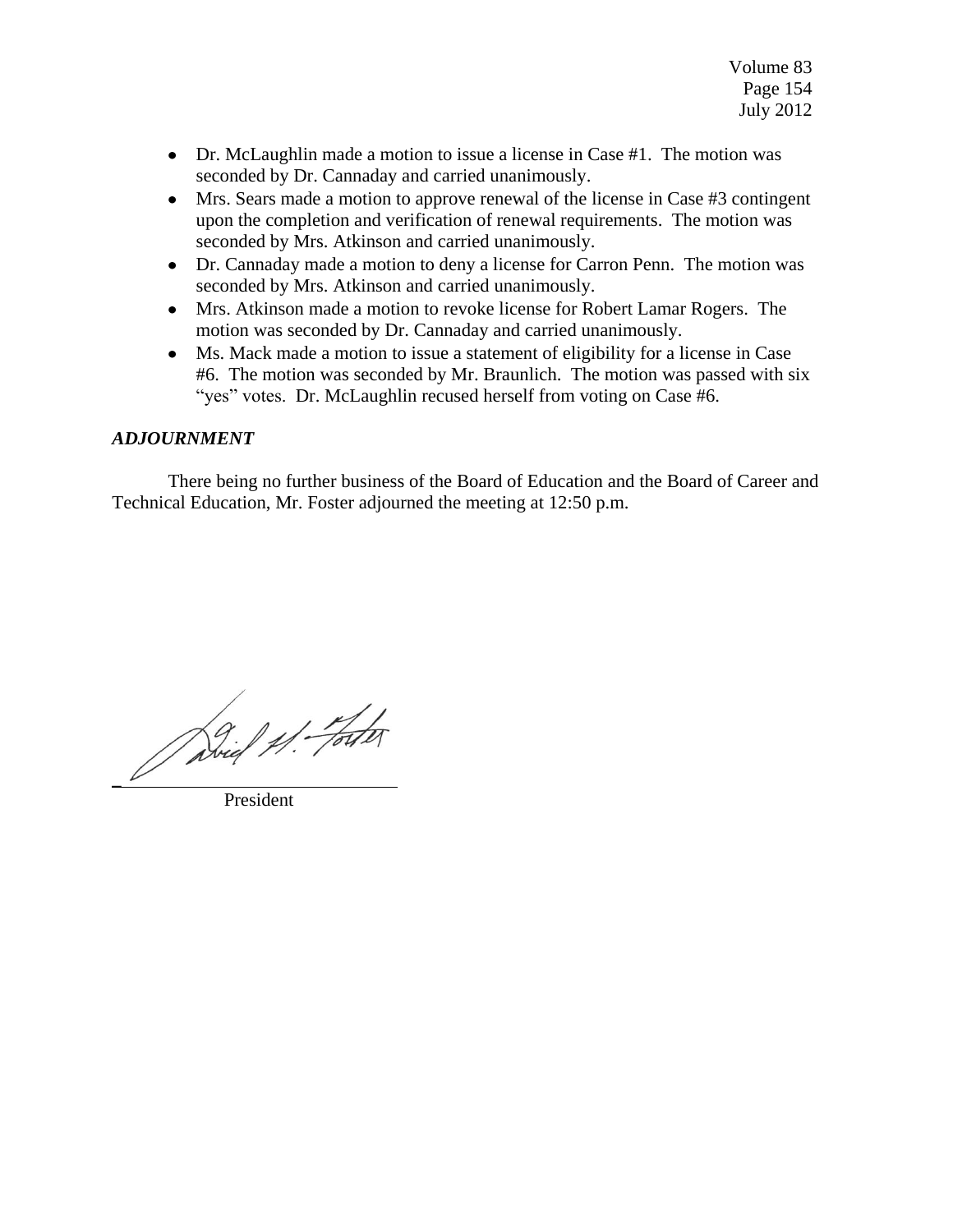- Dr. McLaughlin made a motion to issue a license in Case #1. The motion was seconded by Dr. Cannaday and carried unanimously.
- Mrs. Sears made a motion to approve renewal of the license in Case #3 contingent upon the completion and verification of renewal requirements. The motion was seconded by Mrs. Atkinson and carried unanimously.
- Dr. Cannaday made a motion to deny a license for Carron Penn. The motion was seconded by Mrs. Atkinson and carried unanimously.
- Mrs. Atkinson made a motion to revoke license for Robert Lamar Rogers. The motion was seconded by Dr. Cannaday and carried unanimously.
- Ms. Mack made a motion to issue a statement of eligibility for a license in Case #6. The motion was seconded by Mr. Braunlich. The motion was passed with six "yes" votes. Dr. McLaughlin recused herself from voting on Case #6.

***ADJOURNMENT***

There being no further business of the Board of Education and the Board of Career and Technical Education, Mr. Foster adjourned the meeting at 12:50 p.m.

President